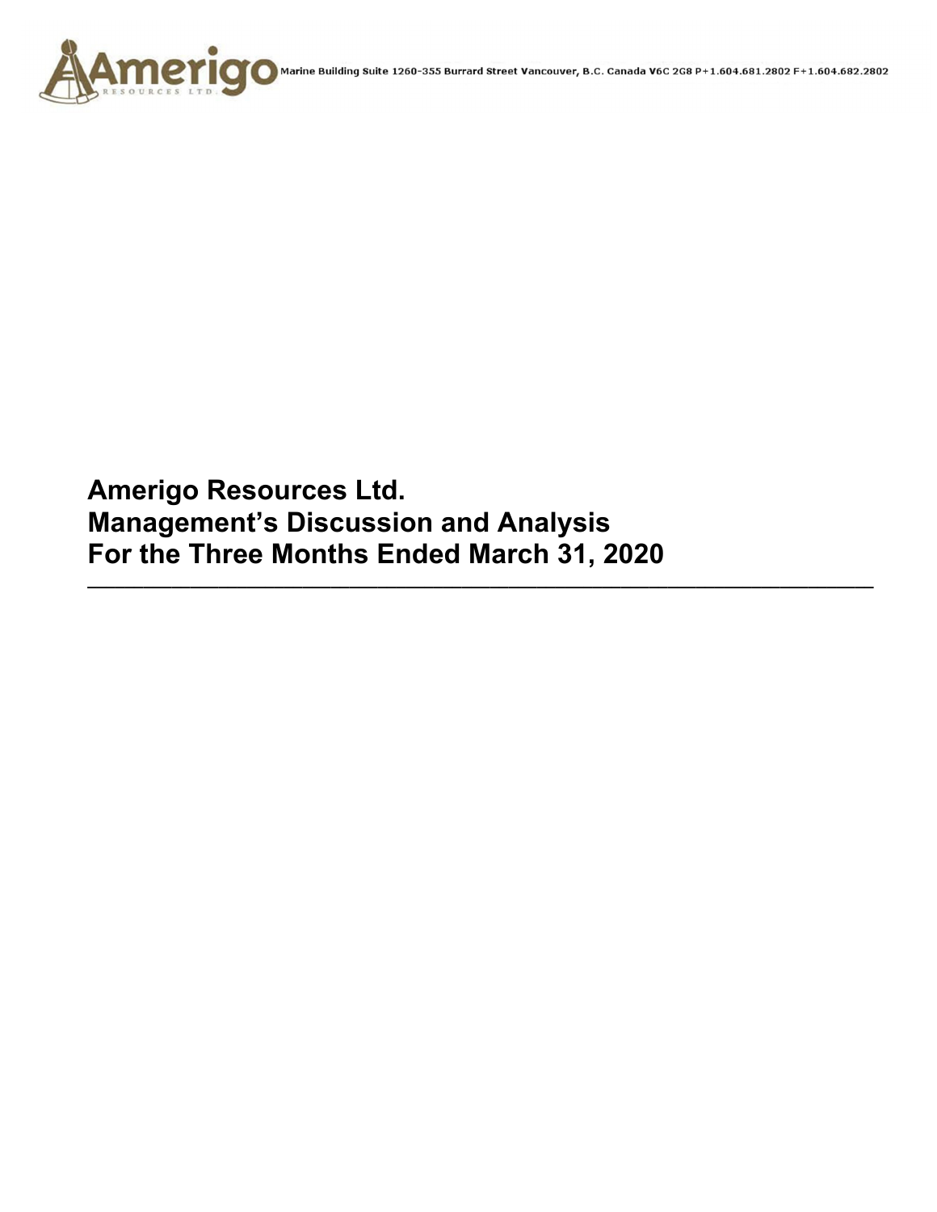Amerigo Resources Ltd. Marine Building Suite 1260-355 Burrard Street Vancouver, B.C. Canada V6C 2G8 P+1.604.681.2802 F+1.604.682.2802

# Amerigo Resources Ltd.
# Management's Discussion and Analysis
# For the Three Months Ended March 31, 2020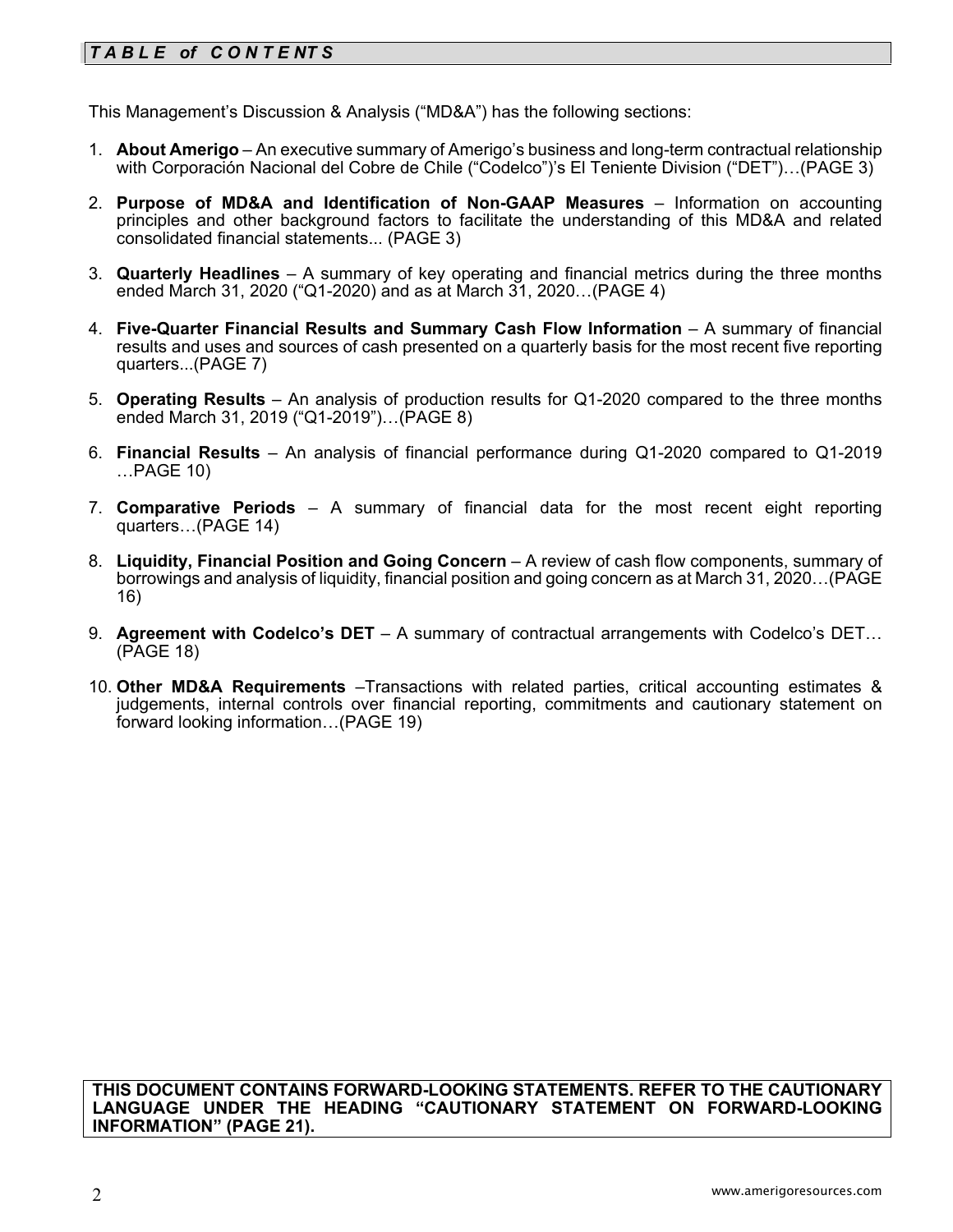## *TABLE of CONTENTS*

This Management's Discussion & Analysis ("MD&A") has the following sections:

1. **About Amerigo** – An executive summary of Amerigo's business and long-term contractual relationship with Corporación Nacional del Cobre de Chile ("Codelco")'s El Teniente Division ("DET")…(PAGE 3)

2. **Purpose of MD&A and Identification of Non-GAAP Measures** – Information on accounting principles and other background factors to facilitate the understanding of this MD&A and related consolidated financial statements... (PAGE 3)

3. **Quarterly Headlines** – A summary of key operating and financial metrics during the three months ended March 31, 2020 ("Q1-2020) and as at March 31, 2020…(PAGE 4)

4. **Five-Quarter Financial Results and Summary Cash Flow Information** – A summary of financial results and uses and sources of cash presented on a quarterly basis for the most recent five reporting quarters...(PAGE 7)

5. **Operating Results** – An analysis of production results for Q1-2020 compared to the three months ended March 31, 2019 ("Q1-2019")…(PAGE 8)

6. **Financial Results** – An analysis of financial performance during Q1-2020 compared to Q1-2019 …PAGE 10)

7. **Comparative Periods** – A summary of financial data for the most recent eight reporting quarters…(PAGE 14)

8. **Liquidity, Financial Position and Going Concern** – A review of cash flow components, summary of borrowings and analysis of liquidity, financial position and going concern as at March 31, 2020…(PAGE 16)

9. **Agreement with Codelco's DET** – A summary of contractual arrangements with Codelco's DET…(PAGE 18)

10. **Other MD&A Requirements** –Transactions with related parties, critical accounting estimates & judgements, internal controls over financial reporting, commitments and cautionary statement on forward looking information…(PAGE 19)

**THIS DOCUMENT CONTAINS FORWARD-LOOKING STATEMENTS. REFER TO THE CAUTIONARY LANGUAGE UNDER THE HEADING "CAUTIONARY STATEMENT ON FORWARD-LOOKING INFORMATION" (PAGE 21).**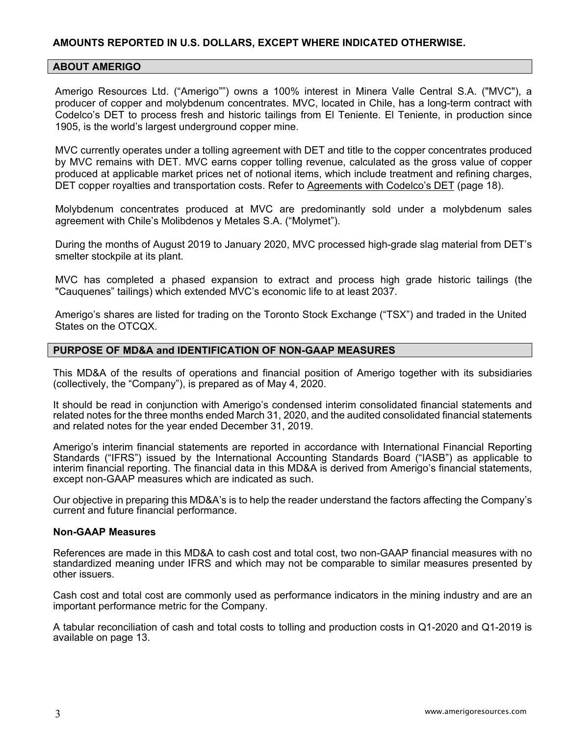**AMOUNTS REPORTED IN U.S. DOLLARS, EXCEPT WHERE INDICATED OTHERWISE.**

## ABOUT AMERIGO

Amerigo Resources Ltd. ("Amerigo"") owns a 100% interest in Minera Valle Central S.A. ("MVC"), a producer of copper and molybdenum concentrates. MVC, located in Chile, has a long-term contract with Codelco's DET to process fresh and historic tailings from El Teniente. El Teniente, in production since 1905, is the world's largest underground copper mine.

MVC currently operates under a tolling agreement with DET and title to the copper concentrates produced by MVC remains with DET. MVC earns copper tolling revenue, calculated as the gross value of copper produced at applicable market prices net of notional items, which include treatment and refining charges, DET copper royalties and transportation costs. Refer to Agreements with Codelco's DET (page 18).

Molybdenum concentrates produced at MVC are predominantly sold under a molybdenum sales agreement with Chile's Molibdenos y Metales S.A. ("Molymet").

During the months of August 2019 to January 2020, MVC processed high-grade slag material from DET's smelter stockpile at its plant.

MVC has completed a phased expansion to extract and process high grade historic tailings (the "Cauquenes" tailings) which extended MVC's economic life to at least 2037.

Amerigo's shares are listed for trading on the Toronto Stock Exchange ("TSX") and traded in the United States on the OTCQX.

## PURPOSE OF MD&A and IDENTIFICATION OF NON-GAAP MEASURES

This MD&A of the results of operations and financial position of Amerigo together with its subsidiaries (collectively, the "Company"), is prepared as of May 4, 2020.

It should be read in conjunction with Amerigo's condensed interim consolidated financial statements and related notes for the three months ended March 31, 2020, and the audited consolidated financial statements and related notes for the year ended December 31, 2019.

Amerigo's interim financial statements are reported in accordance with International Financial Reporting Standards ("IFRS") issued by the International Accounting Standards Board ("IASB") as applicable to interim financial reporting. The financial data in this MD&A is derived from Amerigo's financial statements, except non-GAAP measures which are indicated as such.

Our objective in preparing this MD&A's is to help the reader understand the factors affecting the Company's current and future financial performance.

### Non-GAAP Measures

References are made in this MD&A to cash cost and total cost, two non-GAAP financial measures with no standardized meaning under IFRS and which may not be comparable to similar measures presented by other issuers.

Cash cost and total cost are commonly used as performance indicators in the mining industry and are an important performance metric for the Company.

A tabular reconciliation of cash and total costs to tolling and production costs in Q1-2020 and Q1-2019 is available on page 13.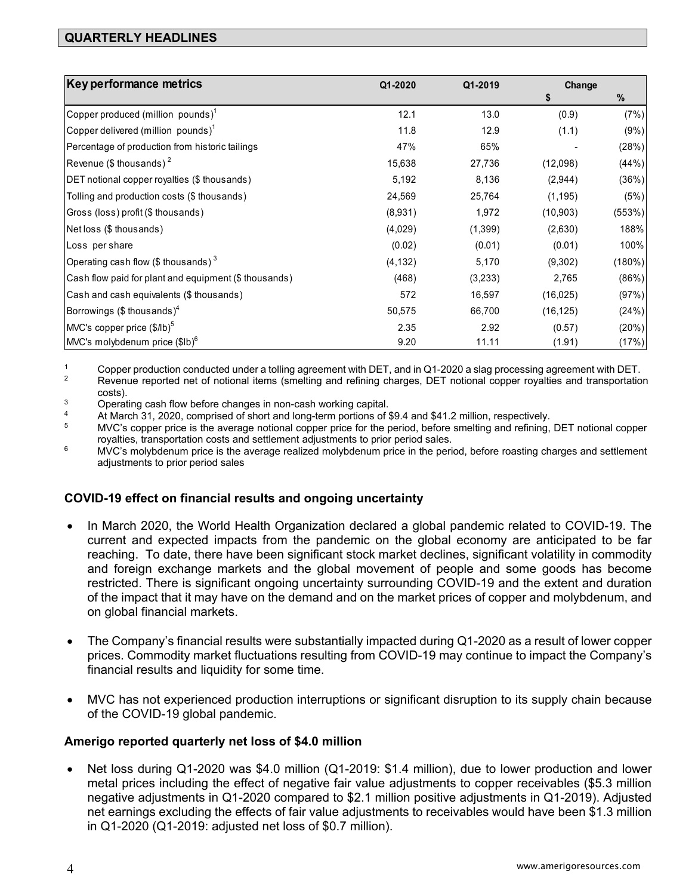## QUARTERLY HEADLINES

| Key performance metrics | Q1-2020 | Q1-2019 | Change $ | Change % |
|---|---|---|---|---|
| Copper produced (million pounds)[1] | 12.1 | 13.0 | (0.9) | (7%) |
| Copper delivered (million pounds)[1] | 11.8 | 12.9 | (1.1) | (9%) |
| Percentage of production from historic tailings | 47% | 65% | - | (28%) |
| Revenue ($ thousands) [2] | 15,638 | 27,736 | (12,098) | (44%) |
| DET notional copper royalties ($ thousands) | 5,192 | 8,136 | (2,944) | (36%) |
| Tolling and production costs ($ thousands) | 24,569 | 25,764 | (1,195) | (5%) |
| Gross (loss) profit ($ thousands) | (8,931) | 1,972 | (10,903) | (553%) |
| Net loss ($ thousands) | (4,029) | (1,399) | (2,630) | 188% |
| Loss per share | (0.02) | (0.01) | (0.01) | 100% |
| Operating cash flow ($ thousands) [3] | (4,132) | 5,170 | (9,302) | (180%) |
| Cash flow paid for plant and equipment ($ thousands) | (468) | (3,233) | 2,765 | (86%) |
| Cash and cash equivalents ($ thousands) | 572 | 16,597 | (16,025) | (97%) |
| Borrowings ($ thousands)[4] | 50,575 | 66,700 | (16,125) | (24%) |
| MVC's copper price ($/lb)[5] | 2.35 | 2.92 | (0.57) | (20%) |
| MVC's molybdenum price ($lb)[6] | 9.20 | 11.11 | (1.91) | (17%) |

[1] Copper production conducted under a tolling agreement with DET, and in Q1-2020 a slag processing agreement with DET.
[2] Revenue reported net of notional items (smelting and refining charges, DET notional copper royalties and transportation costs).
[3] Operating cash flow before changes in non-cash working capital.
[4] At March 31, 2020, comprised of short and long-term portions of $9.4 and $41.2 million, respectively.
[5] MVC's copper price is the average notional copper price for the period, before smelting and refining, DET notional copper royalties, transportation costs and settlement adjustments to prior period sales.
[6] MVC's molybdenum price is the average realized molybdenum price in the period, before roasting charges and settlement adjustments to prior period sales

### COVID-19 effect on financial results and ongoing uncertainty

- In March 2020, the World Health Organization declared a global pandemic related to COVID-19. The current and expected impacts from the pandemic on the global economy are anticipated to be far reaching. To date, there have been significant stock market declines, significant volatility in commodity and foreign exchange markets and the global movement of people and some goods has become restricted. There is significant ongoing uncertainty surrounding COVID-19 and the extent and duration of the impact that it may have on the demand and on the market prices of copper and molybdenum, and on global financial markets.

- The Company's financial results were substantially impacted during Q1-2020 as a result of lower copper prices. Commodity market fluctuations resulting from COVID-19 may continue to impact the Company's financial results and liquidity for some time.

- MVC has not experienced production interruptions or significant disruption to its supply chain because of the COVID-19 global pandemic.

### Amerigo reported quarterly net loss of $4.0 million

- Net loss during Q1-2020 was $4.0 million (Q1-2019: $1.4 million), due to lower production and lower metal prices including the effect of negative fair value adjustments to copper receivables ($5.3 million negative adjustments in Q1-2020 compared to $2.1 million positive adjustments in Q1-2019). Adjusted net earnings excluding the effects of fair value adjustments to receivables would have been $1.3 million in Q1-2020 (Q1-2019: adjusted net loss of $0.7 million).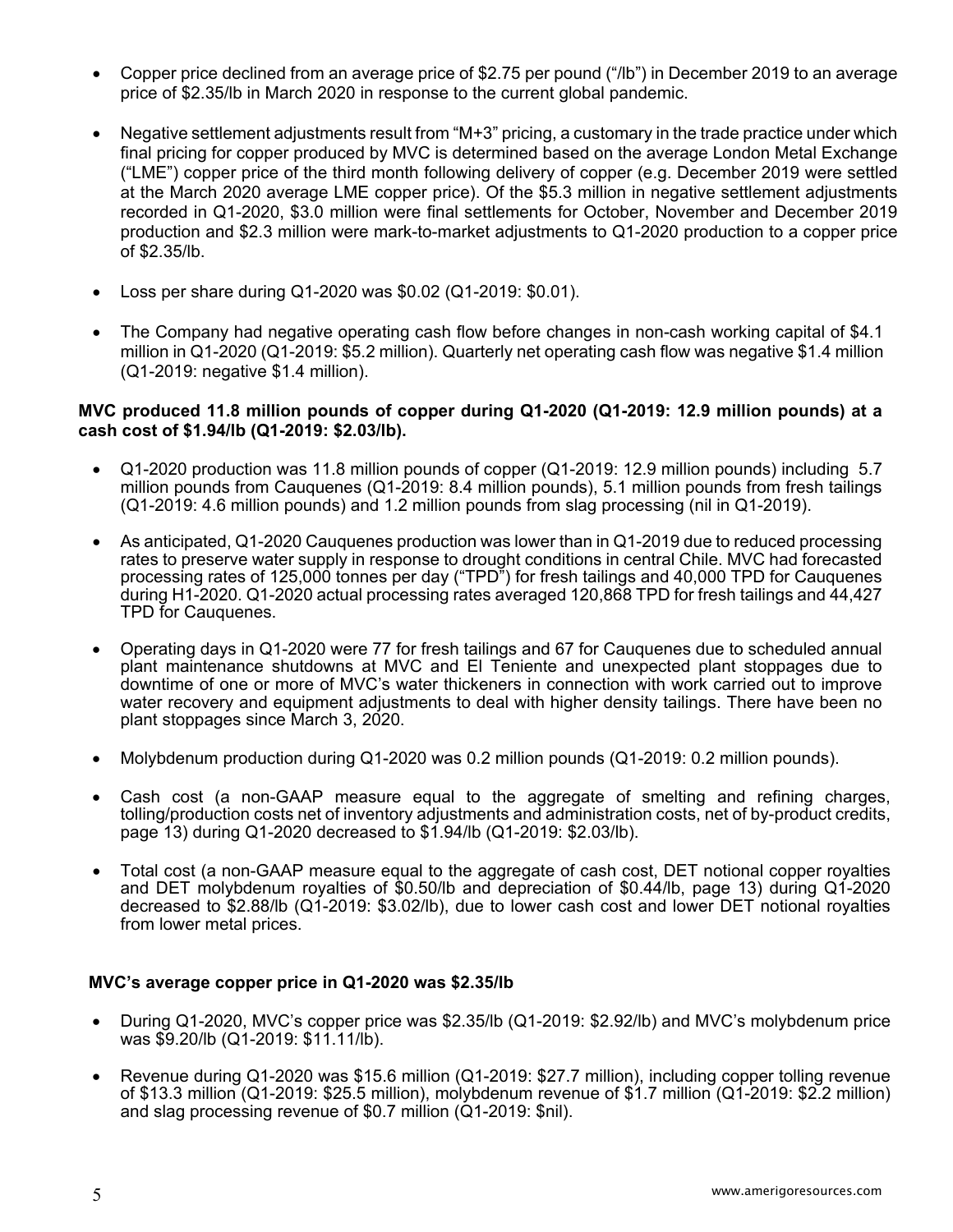- Copper price declined from an average price of $2.75 per pound ("/lb") in December 2019 to an average price of $2.35/lb in March 2020 in response to the current global pandemic.

- Negative settlement adjustments result from "M+3" pricing, a customary in the trade practice under which final pricing for copper produced by MVC is determined based on the average London Metal Exchange ("LME") copper price of the third month following delivery of copper (e.g. December 2019 were settled at the March 2020 average LME copper price). Of the $5.3 million in negative settlement adjustments recorded in Q1-2020, $3.0 million were final settlements for October, November and December 2019 production and $2.3 million were mark-to-market adjustments to Q1-2020 production to a copper price of $2.35/lb.

- Loss per share during Q1-2020 was $0.02 (Q1-2019: $0.01).

- The Company had negative operating cash flow before changes in non-cash working capital of $4.1 million in Q1-2020 (Q1-2019: $5.2 million). Quarterly net operating cash flow was negative $1.4 million (Q1-2019: negative $1.4 million).

**MVC produced 11.8 million pounds of copper during Q1-2020 (Q1-2019: 12.9 million pounds) at a cash cost of $1.94/lb (Q1-2019: $2.03/lb).**

- Q1-2020 production was 11.8 million pounds of copper (Q1-2019: 12.9 million pounds) including 5.7 million pounds from Cauquenes (Q1-2019: 8.4 million pounds), 5.1 million pounds from fresh tailings (Q1-2019: 4.6 million pounds) and 1.2 million pounds from slag processing (nil in Q1-2019).

- As anticipated, Q1-2020 Cauquenes production was lower than in Q1-2019 due to reduced processing rates to preserve water supply in response to drought conditions in central Chile. MVC had forecasted processing rates of 125,000 tonnes per day ("TPD") for fresh tailings and 40,000 TPD for Cauquenes during H1-2020. Q1-2020 actual processing rates averaged 120,868 TPD for fresh tailings and 44,427 TPD for Cauquenes.

- Operating days in Q1-2020 were 77 for fresh tailings and 67 for Cauquenes due to scheduled annual plant maintenance shutdowns at MVC and El Teniente and unexpected plant stoppages due to downtime of one or more of MVC's water thickeners in connection with work carried out to improve water recovery and equipment adjustments to deal with higher density tailings. There have been no plant stoppages since March 3, 2020.

- Molybdenum production during Q1-2020 was 0.2 million pounds (Q1-2019: 0.2 million pounds).

- Cash cost (a non-GAAP measure equal to the aggregate of smelting and refining charges, tolling/production costs net of inventory adjustments and administration costs, net of by-product credits, page 13) during Q1-2020 decreased to $1.94/lb (Q1-2019: $2.03/lb).

- Total cost (a non-GAAP measure equal to the aggregate of cash cost, DET notional copper royalties and DET molybdenum royalties of $0.50/lb and depreciation of $0.44/lb, page 13) during Q1-2020 decreased to $2.88/lb (Q1-2019: $3.02/lb), due to lower cash cost and lower DET notional royalties from lower metal prices.

**MVC's average copper price in Q1-2020 was $2.35/lb**

- During Q1-2020, MVC's copper price was $2.35/lb (Q1-2019: $2.92/lb) and MVC's molybdenum price was $9.20/lb (Q1-2019: $11.11/lb).

- Revenue during Q1-2020 was $15.6 million (Q1-2019: $27.7 million), including copper tolling revenue of $13.3 million (Q1-2019: $25.5 million), molybdenum revenue of $1.7 million (Q1-2019: $2.2 million) and slag processing revenue of $0.7 million (Q1-2019: $nil).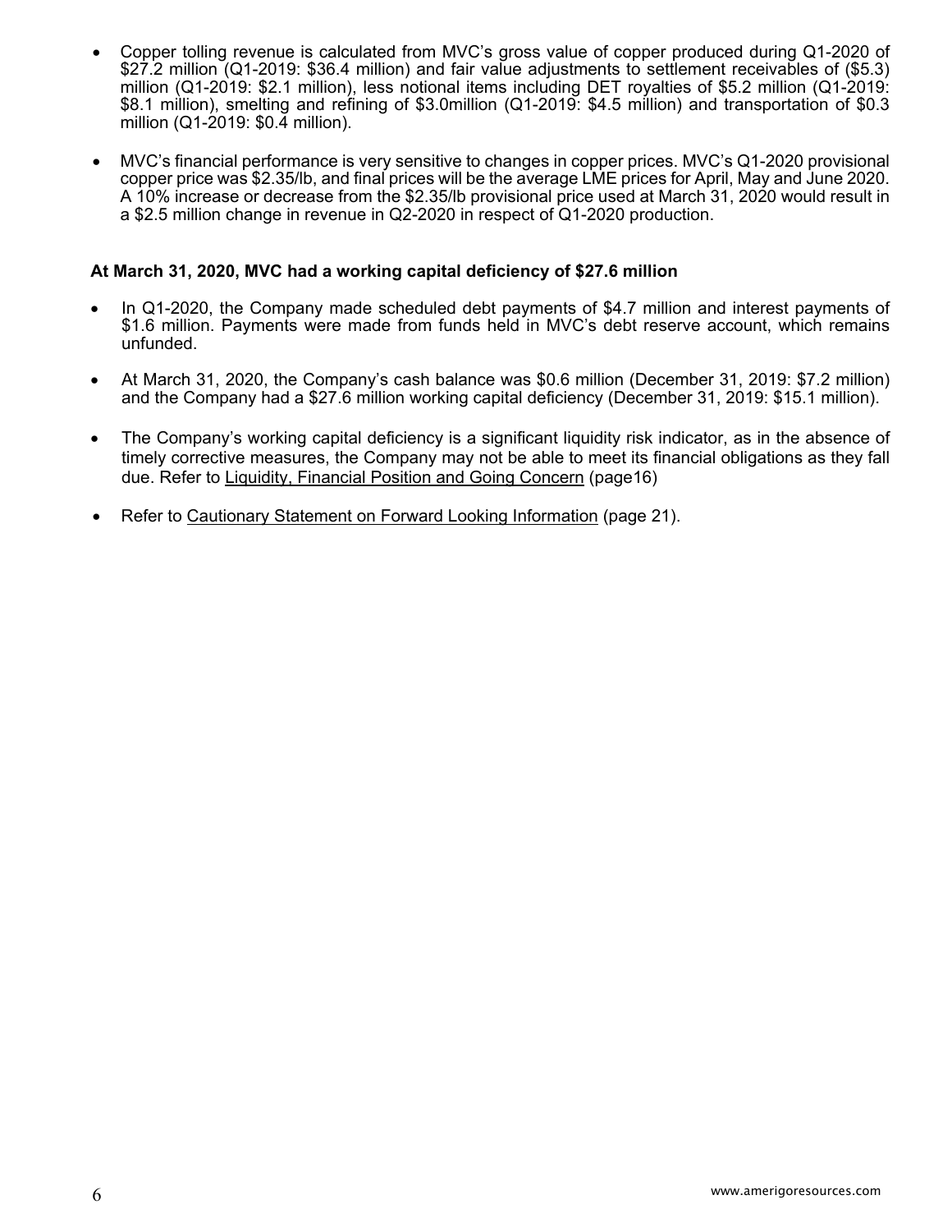- Copper tolling revenue is calculated from MVC's gross value of copper produced during Q1-2020 of $27.2 million (Q1-2019: $36.4 million) and fair value adjustments to settlement receivables of ($5.3) million (Q1-2019: $2.1 million), less notional items including DET royalties of $5.2 million (Q1-2019: $8.1 million), smelting and refining of $3.0million (Q1-2019: $4.5 million) and transportation of $0.3 million (Q1-2019: $0.4 million).

- MVC's financial performance is very sensitive to changes in copper prices. MVC's Q1-2020 provisional copper price was $2.35/lb, and final prices will be the average LME prices for April, May and June 2020. A 10% increase or decrease from the $2.35/lb provisional price used at March 31, 2020 would result in a $2.5 million change in revenue in Q2-2020 in respect of Q1-2020 production.

**At March 31, 2020, MVC had a working capital deficiency of $27.6 million**

- In Q1-2020, the Company made scheduled debt payments of $4.7 million and interest payments of $1.6 million. Payments were made from funds held in MVC's debt reserve account, which remains unfunded.

- At March 31, 2020, the Company's cash balance was $0.6 million (December 31, 2019: $7.2 million) and the Company had a $27.6 million working capital deficiency (December 31, 2019: $15.1 million).

- The Company's working capital deficiency is a significant liquidity risk indicator, as in the absence of timely corrective measures, the Company may not be able to meet its financial obligations as they fall due. Refer to Liquidity, Financial Position and Going Concern (page16)

- Refer to Cautionary Statement on Forward Looking Information (page 21).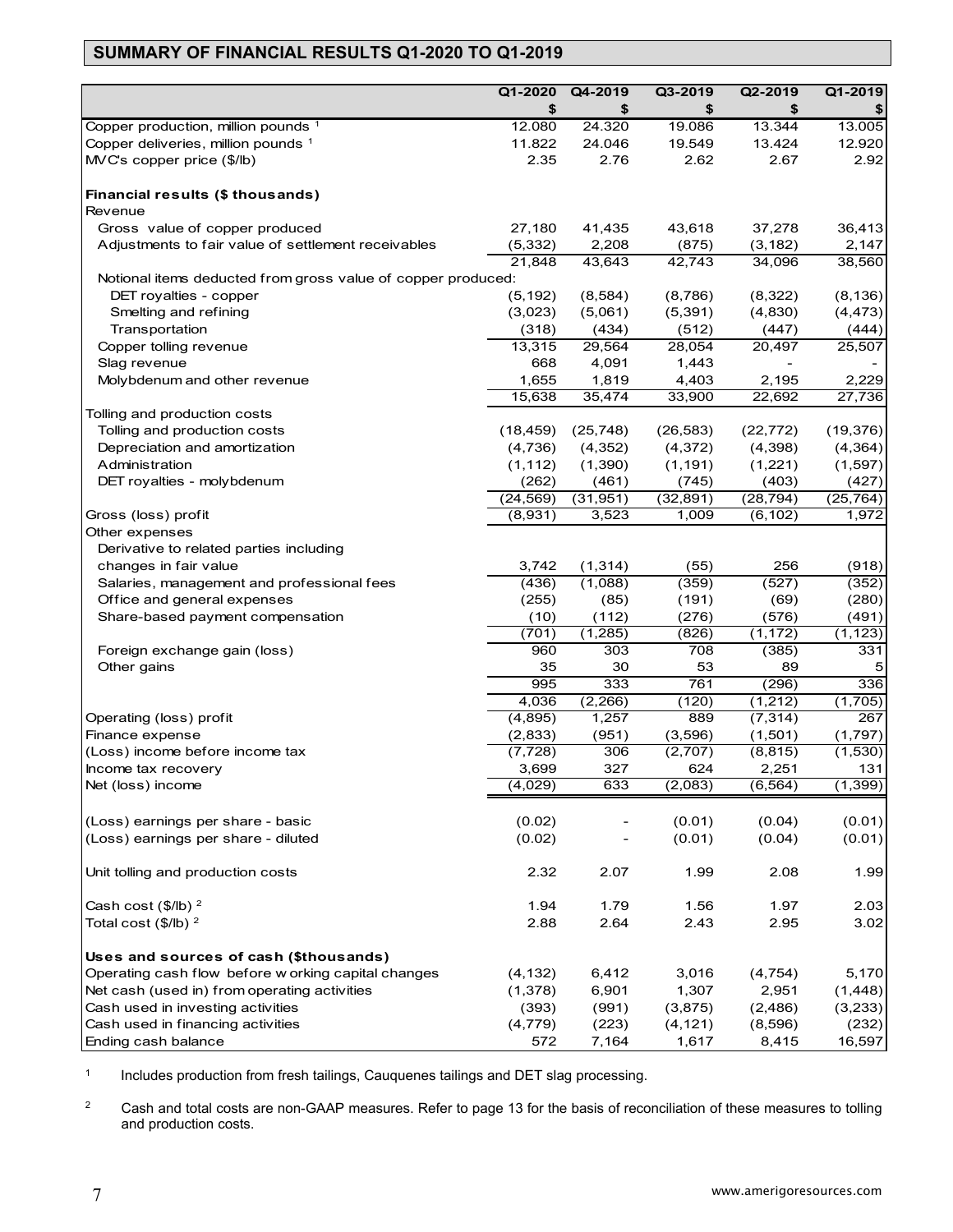## SUMMARY OF FINANCIAL RESULTS Q1-2020 TO Q1-2019

| | Q1-2020 | Q4-2019 | Q3-2019 | Q2-2019 | Q1-2019 |
|---|---|---|---|---|---|
| | $ | $ | $ | $ | $ |
| Copper production, million pounds [1] | 12.080 | 24.320 | 19.086 | 13.344 | 13.005 |
| Copper deliveries, million pounds [1] | 11.822 | 24.046 | 19.549 | 13.424 | 12.920 |
| MVC's copper price ($/lb) | 2.35 | 2.76 | 2.62 | 2.67 | 2.92 |
| **Financial results ($ thousands)** | | | | | |
| Revenue | | | | | |
| Gross value of copper produced | 27,180 | 41,435 | 43,618 | 37,278 | 36,413 |
| Adjustments to fair value of settlement receivables | (5,332) | 2,208 | (875) | (3,182) | 2,147 |
| | 21,848 | 43,643 | 42,743 | 34,096 | 38,560 |
| Notional items deducted from gross value of copper produced: | | | | | |
| DET royalties - copper | (5,192) | (8,584) | (8,786) | (8,322) | (8,136) |
| Smelting and refining | (3,023) | (5,061) | (5,391) | (4,830) | (4,473) |
| Transportation | (318) | (434) | (512) | (447) | (444) |
| Copper tolling revenue | 13,315 | 29,564 | 28,054 | 20,497 | 25,507 |
| Slag revenue | 668 | 4,091 | 1,443 | - | - |
| Molybdenum and other revenue | 1,655 | 1,819 | 4,403 | 2,195 | 2,229 |
| | 15,638 | 35,474 | 33,900 | 22,692 | 27,736 |
| Tolling and production costs | | | | | |
| Tolling and production costs | (18,459) | (25,748) | (26,583) | (22,772) | (19,376) |
| Depreciation and amortization | (4,736) | (4,352) | (4,372) | (4,398) | (4,364) |
| Administration | (1,112) | (1,390) | (1,191) | (1,221) | (1,597) |
| DET royalties - molybdenum | (262) | (461) | (745) | (403) | (427) |
| | (24,569) | (31,951) | (32,891) | (28,794) | (25,764) |
| Gross (loss) profit | (8,931) | 3,523 | 1,009 | (6,102) | 1,972 |
| Other expenses | | | | | |
| Derivative to related parties including changes in fair value | 3,742 | (1,314) | (55) | 256 | (918) |
| Salaries, management and professional fees | (436) | (1,088) | (359) | (527) | (352) |
| Office and general expenses | (255) | (85) | (191) | (69) | (280) |
| Share-based payment compensation | (10) | (112) | (276) | (576) | (491) |
| | (701) | (1,285) | (826) | (1,172) | (1,123) |
| Foreign exchange gain (loss) | 960 | 303 | 708 | (385) | 331 |
| Other gains | 35 | 30 | 53 | 89 | 5 |
| | 995 | 333 | 761 | (296) | 336 |
| | 4,036 | (2,266) | (120) | (1,212) | (1,705) |
| Operating (loss) profit | (4,895) | 1,257 | 889 | (7,314) | 267 |
| Finance expense | (2,833) | (951) | (3,596) | (1,501) | (1,797) |
| (Loss) income before income tax | (7,728) | 306 | (2,707) | (8,815) | (1,530) |
| Income tax recovery | 3,699 | 327 | 624 | 2,251 | 131 |
| Net (loss) income | (4,029) | 633 | (2,083) | (6,564) | (1,399) |
| (Loss) earnings per share - basic | (0.02) | - | (0.01) | (0.04) | (0.01) |
| (Loss) earnings per share - diluted | (0.02) | - | (0.01) | (0.04) | (0.01) |
| Unit tolling and production costs | 2.32 | 2.07 | 1.99 | 2.08 | 1.99 |
| Cash cost ($/lb) [2] | 1.94 | 1.79 | 1.56 | 1.97 | 2.03 |
| Total cost ($/lb) [2] | 2.88 | 2.64 | 2.43 | 2.95 | 3.02 |
| **Uses and sources of cash ($thousands)** | | | | | |
| Operating cash flow before working capital changes | (4,132) | 6,412 | 3,016 | (4,754) | 5,170 |
| Net cash (used in) from operating activities | (1,378) | 6,901 | 1,307 | 2,951 | (1,448) |
| Cash used in investing activities | (393) | (991) | (3,875) | (2,486) | (3,233) |
| Cash used in financing activities | (4,779) | (223) | (4,121) | (8,596) | (232) |
| Ending cash balance | 572 | 7,164 | 1,617 | 8,415 | 16,597 |

[1] Includes production from fresh tailings, Cauquenes tailings and DET slag processing.

[2] Cash and total costs are non-GAAP measures. Refer to page 13 for the basis of reconciliation of these measures to tolling and production costs.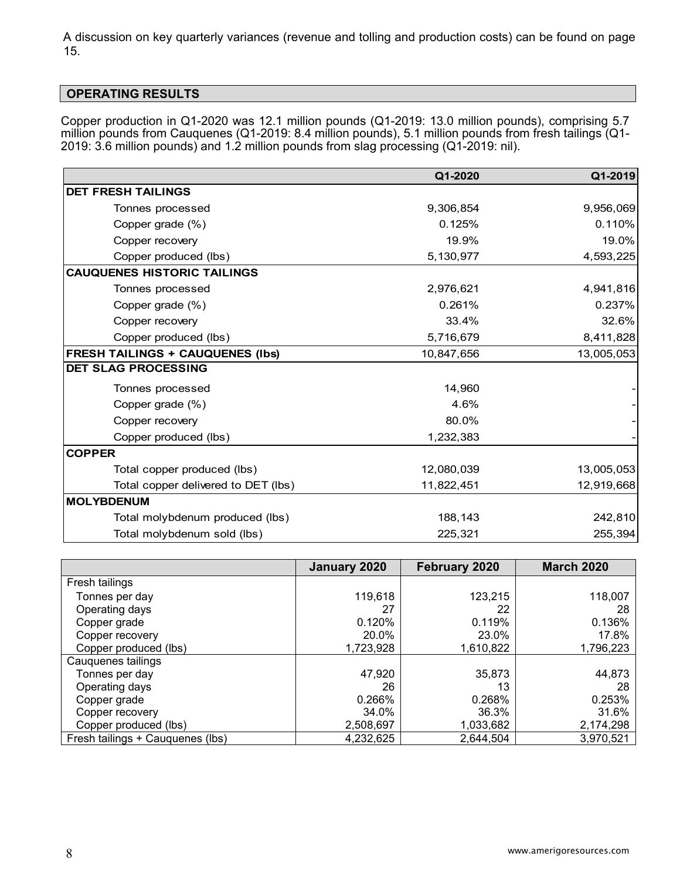A discussion on key quarterly variances (revenue and tolling and production costs) can be found on page 15.

## OPERATING RESULTS

Copper production in Q1-2020 was 12.1 million pounds (Q1-2019: 13.0 million pounds), comprising 5.7 million pounds from Cauquenes (Q1-2019: 8.4 million pounds), 5.1 million pounds from fresh tailings (Q1-2019: 3.6 million pounds) and 1.2 million pounds from slag processing (Q1-2019: nil).

| | Q1-2020 | Q1-2019 |
|---|---|---|
| **DET FRESH TAILINGS** | | |
| Tonnes processed | 9,306,854 | 9,956,069 |
| Copper grade (%) | 0.125% | 0.110% |
| Copper recovery | 19.9% | 19.0% |
| Copper produced (lbs) | 5,130,977 | 4,593,225 |
| **CAUQUENES HISTORIC TAILINGS** | | |
| Tonnes processed | 2,976,621 | 4,941,816 |
| Copper grade (%) | 0.261% | 0.237% |
| Copper recovery | 33.4% | 32.6% |
| Copper produced (lbs) | 5,716,679 | 8,411,828 |
| **FRESH TAILINGS + CAUQUENES (lbs)** | 10,847,656 | 13,005,053 |
| **DET SLAG PROCESSING** | | |
| Tonnes processed | 14,960 | - |
| Copper grade (%) | 4.6% | - |
| Copper recovery | 80.0% | - |
| Copper produced (lbs) | 1,232,383 | - |
| **COPPER** | | |
| Total copper produced (lbs) | 12,080,039 | 13,005,053 |
| Total copper delivered to DET (lbs) | 11,822,451 | 12,919,668 |
| **MOLYBDENUM** | | |
| Total molybdenum produced (lbs) | 188,143 | 242,810 |
| Total molybdenum sold (lbs) | 225,321 | 255,394 |

| | January 2020 | February 2020 | March 2020 |
|---|---|---|---|
| Fresh tailings | | | |
| Tonnes per day | 119,618 | 123,215 | 118,007 |
| Operating days | 27 | 22 | 28 |
| Copper grade | 0.120% | 0.119% | 0.136% |
| Copper recovery | 20.0% | 23.0% | 17.8% |
| Copper produced (lbs) | 1,723,928 | 1,610,822 | 1,796,223 |
| Cauquenes tailings | | | |
| Tonnes per day | 47,920 | 35,873 | 44,873 |
| Operating days | 26 | 13 | 28 |
| Copper grade | 0.266% | 0.268% | 0.253% |
| Copper recovery | 34.0% | 36.3% | 31.6% |
| Copper produced (lbs) | 2,508,697 | 1,033,682 | 2,174,298 |
| Fresh tailings + Cauquenes (lbs) | 4,232,625 | 2,644,504 | 3,970,521 |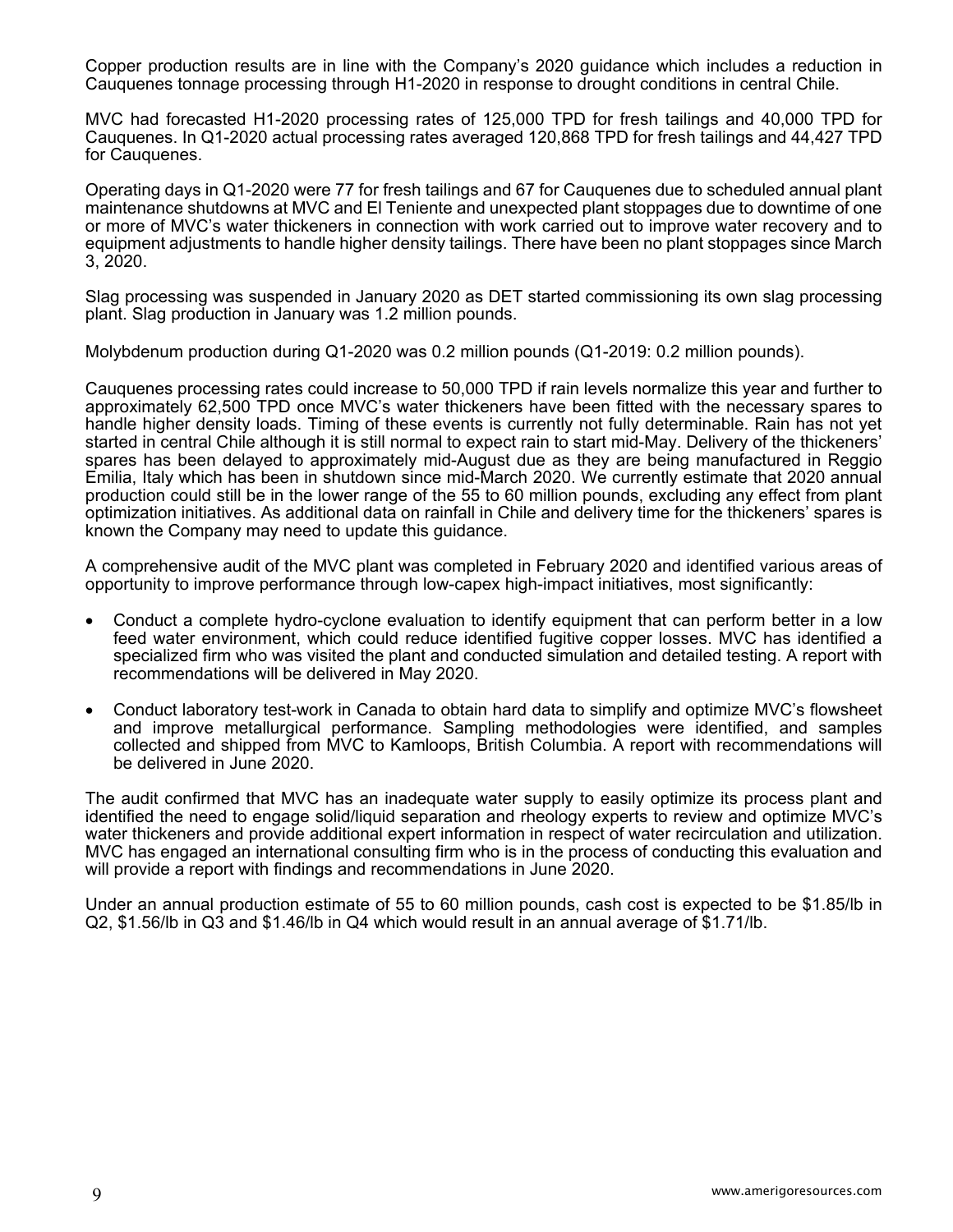Copper production results are in line with the Company's 2020 guidance which includes a reduction in Cauquenes tonnage processing through H1-2020 in response to drought conditions in central Chile.

MVC had forecasted H1-2020 processing rates of 125,000 TPD for fresh tailings and 40,000 TPD for Cauquenes. In Q1-2020 actual processing rates averaged 120,868 TPD for fresh tailings and 44,427 TPD for Cauquenes.

Operating days in Q1-2020 were 77 for fresh tailings and 67 for Cauquenes due to scheduled annual plant maintenance shutdowns at MVC and El Teniente and unexpected plant stoppages due to downtime of one or more of MVC's water thickeners in connection with work carried out to improve water recovery and to equipment adjustments to handle higher density tailings. There have been no plant stoppages since March 3, 2020.

Slag processing was suspended in January 2020 as DET started commissioning its own slag processing plant. Slag production in January was 1.2 million pounds.

Molybdenum production during Q1-2020 was 0.2 million pounds (Q1-2019: 0.2 million pounds).

Cauquenes processing rates could increase to 50,000 TPD if rain levels normalize this year and further to approximately 62,500 TPD once MVC's water thickeners have been fitted with the necessary spares to handle higher density loads. Timing of these events is currently not fully determinable. Rain has not yet started in central Chile although it is still normal to expect rain to start mid-May. Delivery of the thickeners' spares has been delayed to approximately mid-August due as they are being manufactured in Reggio Emilia, Italy which has been in shutdown since mid-March 2020. We currently estimate that 2020 annual production could still be in the lower range of the 55 to 60 million pounds, excluding any effect from plant optimization initiatives. As additional data on rainfall in Chile and delivery time for the thickeners' spares is known the Company may need to update this guidance.

A comprehensive audit of the MVC plant was completed in February 2020 and identified various areas of opportunity to improve performance through low-capex high-impact initiatives, most significantly:

- Conduct a complete hydro-cyclone evaluation to identify equipment that can perform better in a low feed water environment, which could reduce identified fugitive copper losses. MVC has identified a specialized firm who was visited the plant and conducted simulation and detailed testing. A report with recommendations will be delivered in May 2020.
- Conduct laboratory test-work in Canada to obtain hard data to simplify and optimize MVC's flowsheet and improve metallurgical performance. Sampling methodologies were identified, and samples collected and shipped from MVC to Kamloops, British Columbia. A report with recommendations will be delivered in June 2020.

The audit confirmed that MVC has an inadequate water supply to easily optimize its process plant and identified the need to engage solid/liquid separation and rheology experts to review and optimize MVC's water thickeners and provide additional expert information in respect of water recirculation and utilization. MVC has engaged an international consulting firm who is in the process of conducting this evaluation and will provide a report with findings and recommendations in June 2020.

Under an annual production estimate of 55 to 60 million pounds, cash cost is expected to be $1.85/lb in Q2, $1.56/lb in Q3 and $1.46/lb in Q4 which would result in an annual average of $1.71/lb.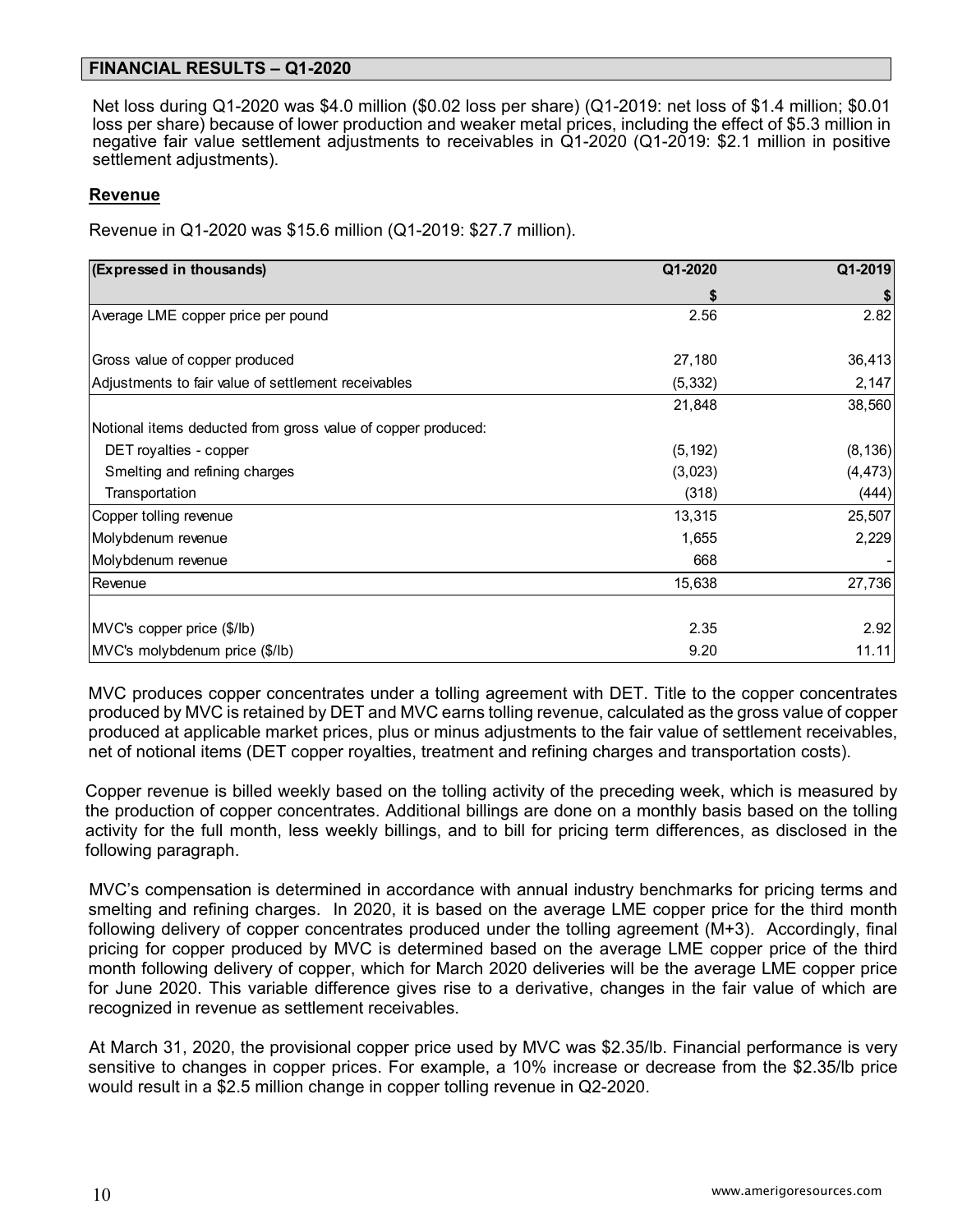## FINANCIAL RESULTS – Q1-2020

Net loss during Q1-2020 was $4.0 million ($0.02 loss per share) (Q1-2019: net loss of $1.4 million; $0.01 loss per share) because of lower production and weaker metal prices, including the effect of $5.3 million in negative fair value settlement adjustments to receivables in Q1-2020 (Q1-2019: $2.1 million in positive settlement adjustments).

### Revenue

Revenue in Q1-2020 was $15.6 million (Q1-2019: $27.7 million).

| (Expressed in thousands) | Q1-2020 | Q1-2019 |
|---|---|---|
| | $ | $ |
| Average LME copper price per pound | 2.56 | 2.82 |
| | | |
| Gross value of copper produced | 27,180 | 36,413 |
| Adjustments to fair value of settlement receivables | (5,332) | 2,147 |
| | 21,848 | 38,560 |
| Notional items deducted from gross value of copper produced: | | |
| DET royalties - copper | (5,192) | (8,136) |
| Smelting and refining charges | (3,023) | (4,473) |
| Transportation | (318) | (444) |
| Copper tolling revenue | 13,315 | 25,507 |
| Molybdenum revenue | 1,655 | 2,229 |
| Molybdenum revenue | 668 | - |
| Revenue | 15,638 | 27,736 |
| | | |
| MVC's copper price ($/lb) | 2.35 | 2.92 |
| MVC's molybdenum price ($/lb) | 9.20 | 11.11 |

MVC produces copper concentrates under a tolling agreement with DET. Title to the copper concentrates produced by MVC is retained by DET and MVC earns tolling revenue, calculated as the gross value of copper produced at applicable market prices, plus or minus adjustments to the fair value of settlement receivables, net of notional items (DET copper royalties, treatment and refining charges and transportation costs).

Copper revenue is billed weekly based on the tolling activity of the preceding week, which is measured by the production of copper concentrates. Additional billings are done on a monthly basis based on the tolling activity for the full month, less weekly billings, and to bill for pricing term differences, as disclosed in the following paragraph.

MVC's compensation is determined in accordance with annual industry benchmarks for pricing terms and smelting and refining charges. In 2020, it is based on the average LME copper price for the third month following delivery of copper concentrates produced under the tolling agreement (M+3). Accordingly, final pricing for copper produced by MVC is determined based on the average LME copper price of the third month following delivery of copper, which for March 2020 deliveries will be the average LME copper price for June 2020. This variable difference gives rise to a derivative, changes in the fair value of which are recognized in revenue as settlement receivables.

At March 31, 2020, the provisional copper price used by MVC was $2.35/lb. Financial performance is very sensitive to changes in copper prices. For example, a 10% increase or decrease from the $2.35/lb price would result in a $2.5 million change in copper tolling revenue in Q2-2020.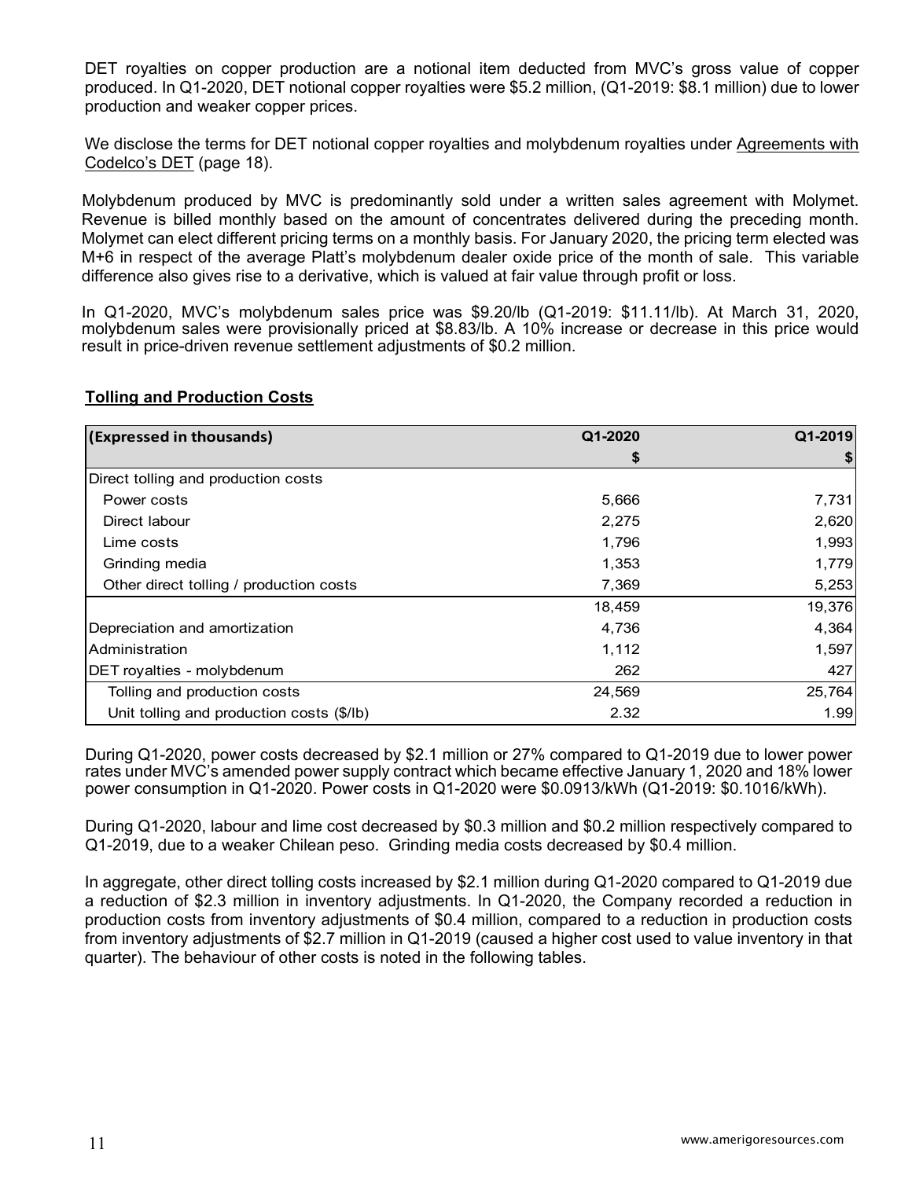DET royalties on copper production are a notional item deducted from MVC's gross value of copper produced. In Q1-2020, DET notional copper royalties were $5.2 million, (Q1-2019: $8.1 million) due to lower production and weaker copper prices.

We disclose the terms for DET notional copper royalties and molybdenum royalties under Agreements with Codelco's DET (page 18).

Molybdenum produced by MVC is predominantly sold under a written sales agreement with Molymet. Revenue is billed monthly based on the amount of concentrates delivered during the preceding month. Molymet can elect different pricing terms on a monthly basis. For January 2020, the pricing term elected was M+6 in respect of the average Platt's molybdenum dealer oxide price of the month of sale. This variable difference also gives rise to a derivative, which is valued at fair value through profit or loss.

In Q1-2020, MVC's molybdenum sales price was $9.20/lb (Q1-2019: $11.11/lb). At March 31, 2020, molybdenum sales were provisionally priced at $8.83/lb. A 10% increase or decrease in this price would result in price-driven revenue settlement adjustments of $0.2 million.

## Tolling and Production Costs

| (Expressed in thousands) | Q1-2020 | Q1-2019 |
|---|---|---|
| | $ | $ |
| Direct tolling and production costs | | |
| Power costs | 5,666 | 7,731 |
| Direct labour | 2,275 | 2,620 |
| Lime costs | 1,796 | 1,993 |
| Grinding media | 1,353 | 1,779 |
| Other direct tolling / production costs | 7,369 | 5,253 |
| | 18,459 | 19,376 |
| Depreciation and amortization | 4,736 | 4,364 |
| Administration | 1,112 | 1,597 |
| DET royalties - molybdenum | 262 | 427 |
| Tolling and production costs | 24,569 | 25,764 |
| Unit tolling and production costs ($/lb) | 2.32 | 1.99 |

During Q1-2020, power costs decreased by $2.1 million or 27% compared to Q1-2019 due to lower power rates under MVC's amended power supply contract which became effective January 1, 2020 and 18% lower power consumption in Q1-2020. Power costs in Q1-2020 were $0.0913/kWh (Q1-2019: $0.1016/kWh).

During Q1-2020, labour and lime cost decreased by $0.3 million and $0.2 million respectively compared to Q1-2019, due to a weaker Chilean peso. Grinding media costs decreased by $0.4 million.

In aggregate, other direct tolling costs increased by $2.1 million during Q1-2020 compared to Q1-2019 due a reduction of $2.3 million in inventory adjustments. In Q1-2020, the Company recorded a reduction in production costs from inventory adjustments of $0.4 million, compared to a reduction in production costs from inventory adjustments of $2.7 million in Q1-2019 (caused a higher cost used to value inventory in that quarter). The behaviour of other costs is noted in the following tables.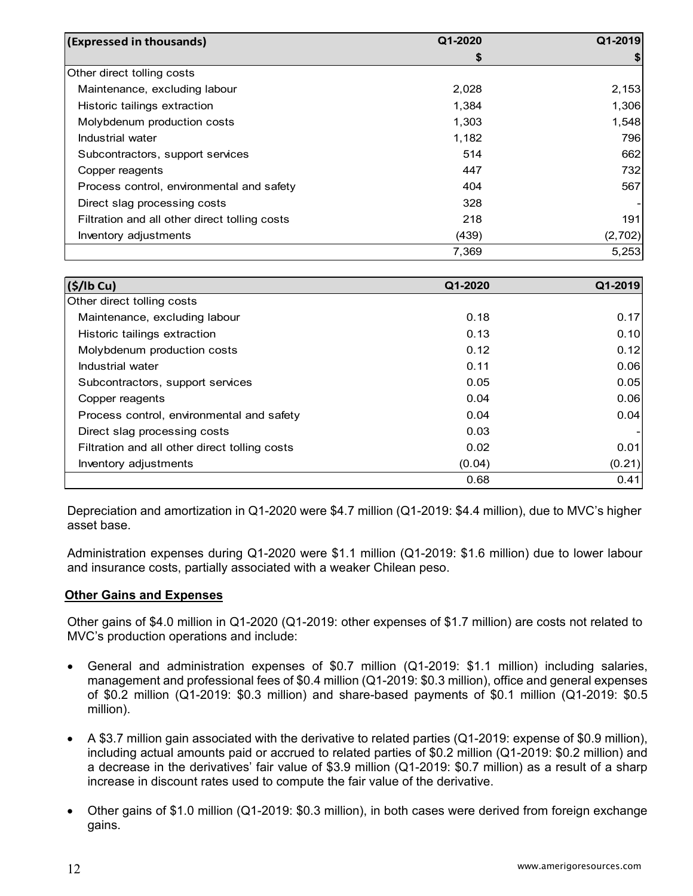| (Expressed in thousands) | Q1-2020 | Q1-2019 |
|---|---|---|
| | $ | $ |
| Other direct tolling costs | | |
| Maintenance, excluding labour | 2,028 | 2,153 |
| Historic tailings extraction | 1,384 | 1,306 |
| Molybdenum production costs | 1,303 | 1,548 |
| Industrial water | 1,182 | 796 |
| Subcontractors, support services | 514 | 662 |
| Copper reagents | 447 | 732 |
| Process control, environmental and safety | 404 | 567 |
| Direct slag processing costs | 328 | - |
| Filtration and all other direct tolling costs | 218 | 191 |
| Inventory adjustments | (439) | (2,702) |
| | 7,369 | 5,253 |

| ($/lb Cu) | Q1-2020 | Q1-2019 |
|---|---|---|
| Other direct tolling costs | | |
| Maintenance, excluding labour | 0.18 | 0.17 |
| Historic tailings extraction | 0.13 | 0.10 |
| Molybdenum production costs | 0.12 | 0.12 |
| Industrial water | 0.11 | 0.06 |
| Subcontractors, support services | 0.05 | 0.05 |
| Copper reagents | 0.04 | 0.06 |
| Process control, environmental and safety | 0.04 | 0.04 |
| Direct slag processing costs | 0.03 | - |
| Filtration and all other direct tolling costs | 0.02 | 0.01 |
| Inventory adjustments | (0.04) | (0.21) |
| | 0.68 | 0.41 |

Depreciation and amortization in Q1-2020 were $4.7 million (Q1-2019: $4.4 million), due to MVC's higher asset base.

Administration expenses during Q1-2020 were $1.1 million (Q1-2019: $1.6 million) due to lower labour and insurance costs, partially associated with a weaker Chilean peso.

## Other Gains and Expenses

Other gains of $4.0 million in Q1-2020 (Q1-2019: other expenses of $1.7 million) are costs not related to MVC's production operations and include:

- General and administration expenses of $0.7 million (Q1-2019: $1.1 million) including salaries, management and professional fees of $0.4 million (Q1-2019: $0.3 million), office and general expenses of $0.2 million (Q1-2019: $0.3 million) and share-based payments of $0.1 million (Q1-2019: $0.5 million).

- A $3.7 million gain associated with the derivative to related parties (Q1-2019: expense of $0.9 million), including actual amounts paid or accrued to related parties of $0.2 million (Q1-2019: $0.2 million) and a decrease in the derivatives' fair value of $3.9 million (Q1-2019: $0.7 million) as a result of a sharp increase in discount rates used to compute the fair value of the derivative.

- Other gains of $1.0 million (Q1-2019: $0.3 million), in both cases were derived from foreign exchange gains.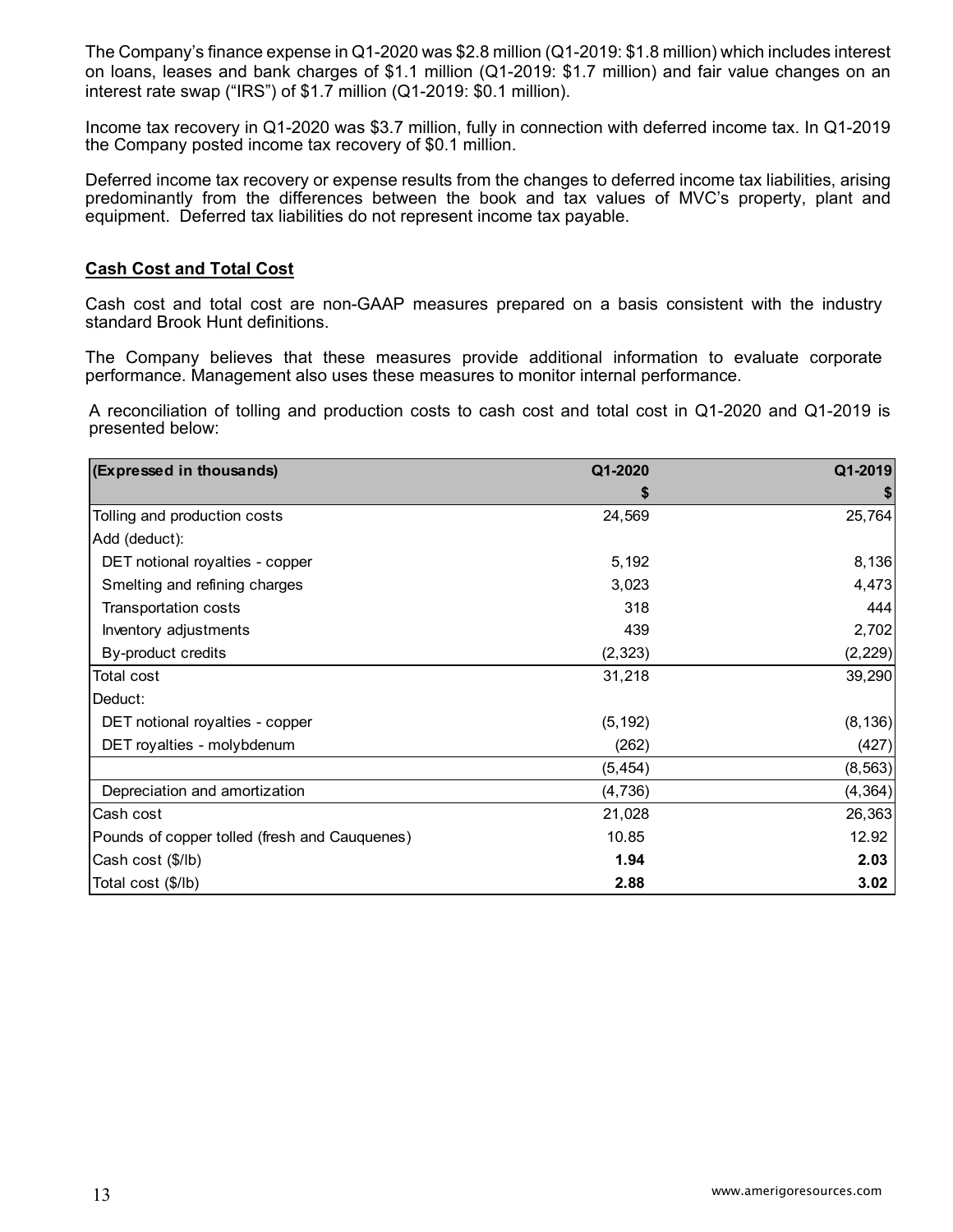The Company's finance expense in Q1-2020 was $2.8 million (Q1-2019: $1.8 million) which includes interest on loans, leases and bank charges of $1.1 million (Q1-2019: $1.7 million) and fair value changes on an interest rate swap ("IRS") of $1.7 million (Q1-2019: $0.1 million).

Income tax recovery in Q1-2020 was $3.7 million, fully in connection with deferred income tax. In Q1-2019 the Company posted income tax recovery of $0.1 million.

Deferred income tax recovery or expense results from the changes to deferred income tax liabilities, arising predominantly from the differences between the book and tax values of MVC's property, plant and equipment. Deferred tax liabilities do not represent income tax payable.

## Cash Cost and Total Cost

Cash cost and total cost are non-GAAP measures prepared on a basis consistent with the industry standard Brook Hunt definitions.

The Company believes that these measures provide additional information to evaluate corporate performance. Management also uses these measures to monitor internal performance.

A reconciliation of tolling and production costs to cash cost and total cost in Q1-2020 and Q1-2019 is presented below:

| (Expressed in thousands) | Q1-2020 | Q1-2019 |
|---|---|---|
| | $ | $ |
| Tolling and production costs | 24,569 | 25,764 |
| Add (deduct): | | |
| DET notional royalties - copper | 5,192 | 8,136 |
| Smelting and refining charges | 3,023 | 4,473 |
| Transportation costs | 318 | 444 |
| Inventory adjustments | 439 | 2,702 |
| By-product credits | (2,323) | (2,229) |
| Total cost | 31,218 | 39,290 |
| Deduct: | | |
| DET notional royalties - copper | (5,192) | (8,136) |
| DET royalties - molybdenum | (262) | (427) |
| | (5,454) | (8,563) |
| Depreciation and amortization | (4,736) | (4,364) |
| Cash cost | 21,028 | 26,363 |
| Pounds of copper tolled (fresh and Cauquenes) | 10.85 | 12.92 |
| Cash cost ($/lb) | **1.94** | **2.03** |
| Total cost ($/lb) | **2.88** | **3.02** |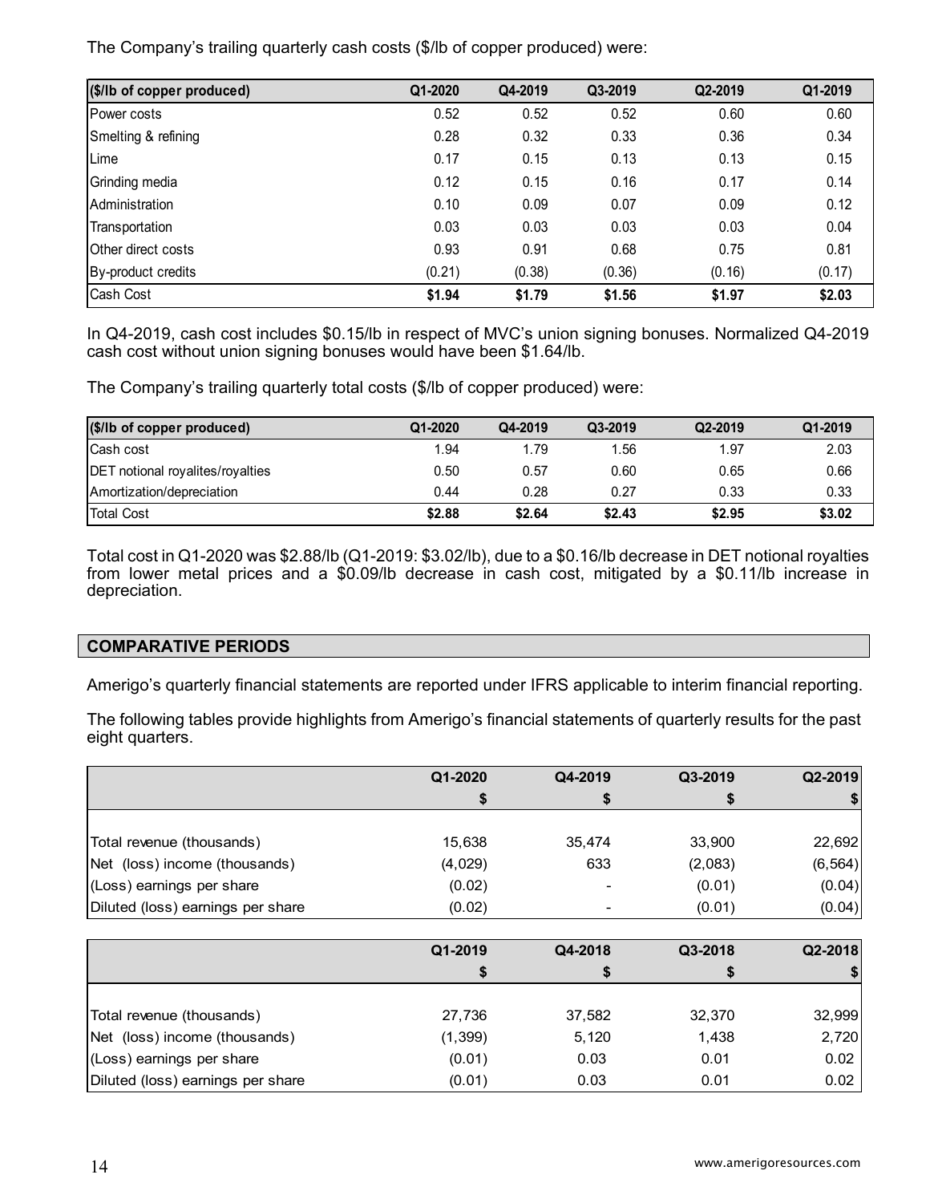The Company's trailing quarterly cash costs ($/lb of copper produced) were:

| ($/lb of copper produced) | Q1-2020 | Q4-2019 | Q3-2019 | Q2-2019 | Q1-2019 |
|---|---|---|---|---|---|
| Power costs | 0.52 | 0.52 | 0.52 | 0.60 | 0.60 |
| Smelting & refining | 0.28 | 0.32 | 0.33 | 0.36 | 0.34 |
| Lime | 0.17 | 0.15 | 0.13 | 0.13 | 0.15 |
| Grinding media | 0.12 | 0.15 | 0.16 | 0.17 | 0.14 |
| Administration | 0.10 | 0.09 | 0.07 | 0.09 | 0.12 |
| Transportation | 0.03 | 0.03 | 0.03 | 0.03 | 0.04 |
| Other direct costs | 0.93 | 0.91 | 0.68 | 0.75 | 0.81 |
| By-product credits | (0.21) | (0.38) | (0.36) | (0.16) | (0.17) |
| Cash Cost | **$1.94** | **$1.79** | **$1.56** | **$1.97** | **$2.03** |

In Q4-2019, cash cost includes $0.15/lb in respect of MVC's union signing bonuses. Normalized Q4-2019 cash cost without union signing bonuses would have been $1.64/lb.

The Company's trailing quarterly total costs ($/lb of copper produced) were:

| ($/lb of copper produced) | Q1-2020 | Q4-2019 | Q3-2019 | Q2-2019 | Q1-2019 |
|---|---|---|---|---|---|
| Cash cost | 1.94 | 1.79 | 1.56 | 1.97 | 2.03 |
| DET notional royalites/royalties | 0.50 | 0.57 | 0.60 | 0.65 | 0.66 |
| Amortization/depreciation | 0.44 | 0.28 | 0.27 | 0.33 | 0.33 |
| Total Cost | **$2.88** | **$2.64** | **$2.43** | **$2.95** | **$3.02** |

Total cost in Q1-2020 was $2.88/lb (Q1-2019: $3.02/lb), due to a $0.16/lb decrease in DET notional royalties from lower metal prices and a $0.09/lb decrease in cash cost, mitigated by a $0.11/lb increase in depreciation.

## COMPARATIVE PERIODS

Amerigo's quarterly financial statements are reported under IFRS applicable to interim financial reporting.

The following tables provide highlights from Amerigo's financial statements of quarterly results for the past eight quarters.

| | Q1-2020 | Q4-2019 | Q3-2019 | Q2-2019 |
|---|---|---|---|---|
| | **$** | **$** | **$** | **$** |
| Total revenue (thousands) | 15,638 | 35,474 | 33,900 | 22,692 |
| Net (loss) income (thousands) | (4,029) | 633 | (2,083) | (6,564) |
| (Loss) earnings per share | (0.02) | - | (0.01) | (0.04) |
| Diluted (loss) earnings per share | (0.02) | - | (0.01) | (0.04) |

| | Q1-2019 | Q4-2018 | Q3-2018 | Q2-2018 |
|---|---|---|---|---|
| | **$** | **$** | **$** | **$** |
| Total revenue (thousands) | 27,736 | 37,582 | 32,370 | 32,999 |
| Net (loss) income (thousands) | (1,399) | 5,120 | 1,438 | 2,720 |
| (Loss) earnings per share | (0.01) | 0.03 | 0.01 | 0.02 |
| Diluted (loss) earnings per share | (0.01) | 0.03 | 0.01 | 0.02 |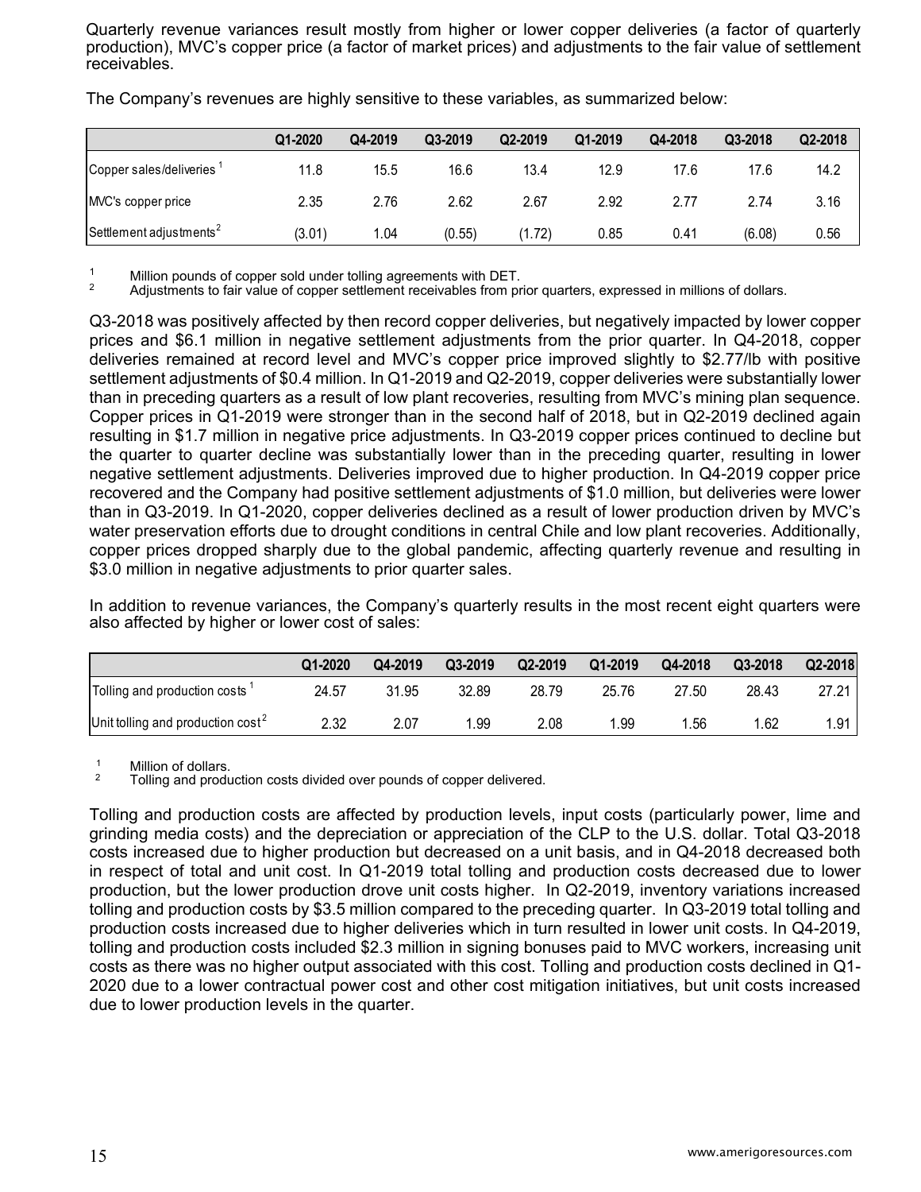Quarterly revenue variances result mostly from higher or lower copper deliveries (a factor of quarterly production), MVC's copper price (a factor of market prices) and adjustments to the fair value of settlement receivables.

The Company's revenues are highly sensitive to these variables, as summarized below:

| | Q1-2020 | Q4-2019 | Q3-2019 | Q2-2019 | Q1-2019 | Q4-2018 | Q3-2018 | Q2-2018 |
|---|---|---|---|---|---|---|---|---|
| Copper sales/deliveries [1] | 11.8 | 15.5 | 16.6 | 13.4 | 12.9 | 17.6 | 17.6 | 14.2 |
| MVC's copper price | 2.35 | 2.76 | 2.62 | 2.67 | 2.92 | 2.77 | 2.74 | 3.16 |
| Settlement adjustments [2] | (3.01) | 1.04 | (0.55) | (1.72) | 0.85 | 0.41 | (6.08) | 0.56 |

[1] Million pounds of copper sold under tolling agreements with DET.
[2] Adjustments to fair value of copper settlement receivables from prior quarters, expressed in millions of dollars.

Q3-2018 was positively affected by then record copper deliveries, but negatively impacted by lower copper prices and $6.1 million in negative settlement adjustments from the prior quarter. In Q4-2018, copper deliveries remained at record level and MVC's copper price improved slightly to $2.77/lb with positive settlement adjustments of $0.4 million. In Q1-2019 and Q2-2019, copper deliveries were substantially lower than in preceding quarters as a result of low plant recoveries, resulting from MVC's mining plan sequence. Copper prices in Q1-2019 were stronger than in the second half of 2018, but in Q2-2019 declined again resulting in $1.7 million in negative price adjustments. In Q3-2019 copper prices continued to decline but the quarter to quarter decline was substantially lower than in the preceding quarter, resulting in lower negative settlement adjustments. Deliveries improved due to higher production. In Q4-2019 copper price recovered and the Company had positive settlement adjustments of $1.0 million, but deliveries were lower than in Q3-2019. In Q1-2020, copper deliveries declined as a result of lower production driven by MVC's water preservation efforts due to drought conditions in central Chile and low plant recoveries. Additionally, copper prices dropped sharply due to the global pandemic, affecting quarterly revenue and resulting in $3.0 million in negative adjustments to prior quarter sales.

In addition to revenue variances, the Company's quarterly results in the most recent eight quarters were also affected by higher or lower cost of sales:

| | Q1-2020 | Q4-2019 | Q3-2019 | Q2-2019 | Q1-2019 | Q4-2018 | Q3-2018 | Q2-2018 |
|---|---|---|---|---|---|---|---|---|
| Tolling and production costs [1] | 24.57 | 31.95 | 32.89 | 28.79 | 25.76 | 27.50 | 28.43 | 27.21 |
| Unit tolling and production cost [2] | 2.32 | 2.07 | 1.99 | 2.08 | 1.99 | 1.56 | 1.62 | 1.91 |

[1] Million of dollars.
[2] Tolling and production costs divided over pounds of copper delivered.

Tolling and production costs are affected by production levels, input costs (particularly power, lime and grinding media costs) and the depreciation or appreciation of the CLP to the U.S. dollar. Total Q3-2018 costs increased due to higher production but decreased on a unit basis, and in Q4-2018 decreased both in respect of total and unit cost. In Q1-2019 total tolling and production costs decreased due to lower production, but the lower production drove unit costs higher. In Q2-2019, inventory variations increased tolling and production costs by $3.5 million compared to the preceding quarter. In Q3-2019 total tolling and production costs increased due to higher deliveries which in turn resulted in lower unit costs. In Q4-2019, tolling and production costs included $2.3 million in signing bonuses paid to MVC workers, increasing unit costs as there was no higher output associated with this cost. Tolling and production costs declined in Q1-2020 due to a lower contractual power cost and other cost mitigation initiatives, but unit costs increased due to lower production levels in the quarter.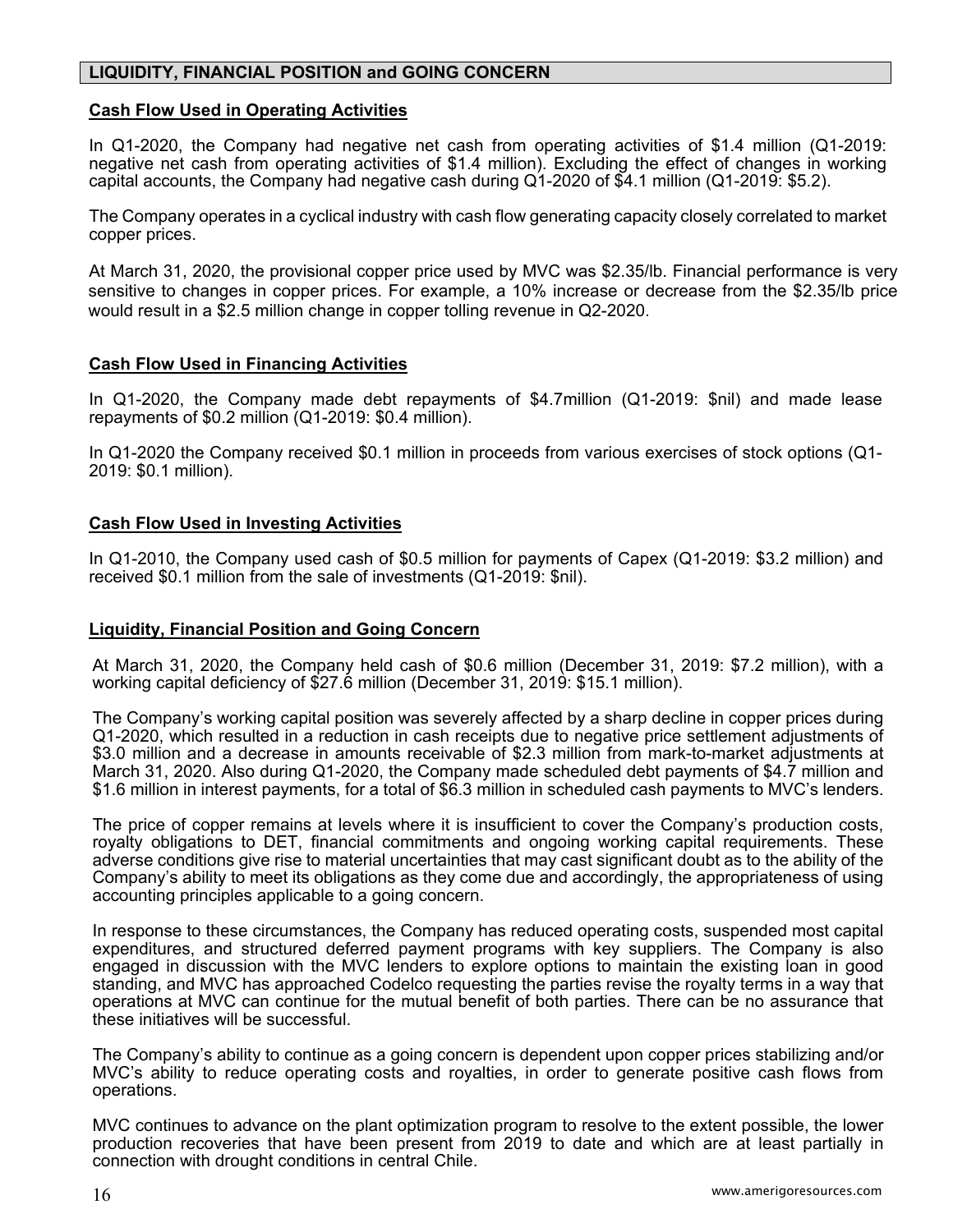## LIQUIDITY, FINANCIAL POSITION and GOING CONCERN

### Cash Flow Used in Operating Activities

In Q1-2020, the Company had negative net cash from operating activities of $1.4 million (Q1-2019: negative net cash from operating activities of $1.4 million). Excluding the effect of changes in working capital accounts, the Company had negative cash during Q1-2020 of $4.1 million (Q1-2019: $5.2).

The Company operates in a cyclical industry with cash flow generating capacity closely correlated to market copper prices.

At March 31, 2020, the provisional copper price used by MVC was $2.35/lb. Financial performance is very sensitive to changes in copper prices. For example, a 10% increase or decrease from the $2.35/lb price would result in a $2.5 million change in copper tolling revenue in Q2-2020.

### Cash Flow Used in Financing Activities

In Q1-2020, the Company made debt repayments of $4.7million (Q1-2019: $nil) and made lease repayments of $0.2 million (Q1-2019: $0.4 million).

In Q1-2020 the Company received $0.1 million in proceeds from various exercises of stock options (Q1-2019: $0.1 million).

### Cash Flow Used in Investing Activities

In Q1-2010, the Company used cash of $0.5 million for payments of Capex (Q1-2019: $3.2 million) and received $0.1 million from the sale of investments (Q1-2019: $nil).

### Liquidity, Financial Position and Going Concern

At March 31, 2020, the Company held cash of $0.6 million (December 31, 2019: $7.2 million), with a working capital deficiency of $27.6 million (December 31, 2019: $15.1 million).

The Company's working capital position was severely affected by a sharp decline in copper prices during Q1-2020, which resulted in a reduction in cash receipts due to negative price settlement adjustments of $3.0 million and a decrease in amounts receivable of $2.3 million from mark-to-market adjustments at March 31, 2020. Also during Q1-2020, the Company made scheduled debt payments of $4.7 million and $1.6 million in interest payments, for a total of $6.3 million in scheduled cash payments to MVC's lenders.

The price of copper remains at levels where it is insufficient to cover the Company's production costs, royalty obligations to DET, financial commitments and ongoing working capital requirements. These adverse conditions give rise to material uncertainties that may cast significant doubt as to the ability of the Company's ability to meet its obligations as they come due and accordingly, the appropriateness of using accounting principles applicable to a going concern.

In response to these circumstances, the Company has reduced operating costs, suspended most capital expenditures, and structured deferred payment programs with key suppliers. The Company is also engaged in discussion with the MVC lenders to explore options to maintain the existing loan in good standing, and MVC has approached Codelco requesting the parties revise the royalty terms in a way that operations at MVC can continue for the mutual benefit of both parties. There can be no assurance that these initiatives will be successful.

The Company's ability to continue as a going concern is dependent upon copper prices stabilizing and/or MVC's ability to reduce operating costs and royalties, in order to generate positive cash flows from operations.

MVC continues to advance on the plant optimization program to resolve to the extent possible, the lower production recoveries that have been present from 2019 to date and which are at least partially in connection with drought conditions in central Chile.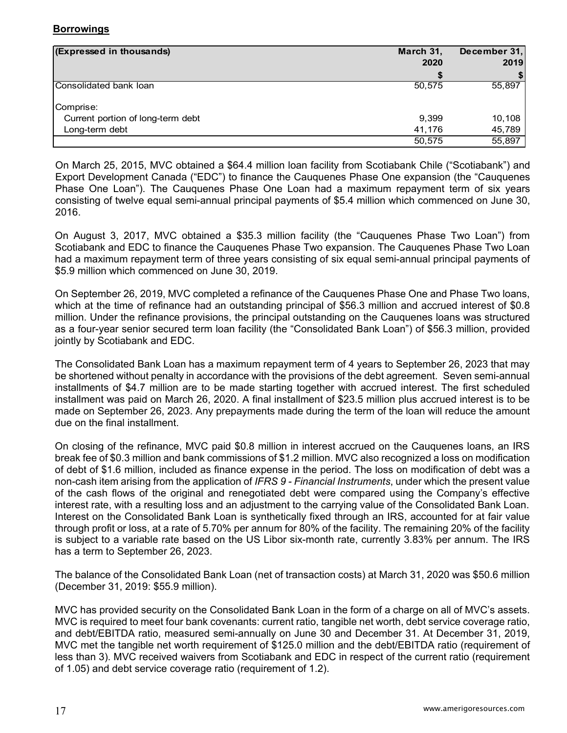**Borrowings**

| (Expressed in thousands) | March 31, 2020 $ | December 31, 2019 $ |
|---|---|---|
| Consolidated bank loan | 50,575 | 55,897 |
| Comprise: | | |
| Current portion of long-term debt | 9,399 | 10,108 |
| Long-term debt | 41,176 | 45,789 |
| | 50,575 | 55,897 |

On March 25, 2015, MVC obtained a $64.4 million loan facility from Scotiabank Chile ("Scotiabank") and Export Development Canada ("EDC") to finance the Cauquenes Phase One expansion (the "Cauquenes Phase One Loan"). The Cauquenes Phase One Loan had a maximum repayment term of six years consisting of twelve equal semi-annual principal payments of $5.4 million which commenced on June 30, 2016.

On August 3, 2017, MVC obtained a $35.3 million facility (the "Cauquenes Phase Two Loan") from Scotiabank and EDC to finance the Cauquenes Phase Two expansion. The Cauquenes Phase Two Loan had a maximum repayment term of three years consisting of six equal semi-annual principal payments of $5.9 million which commenced on June 30, 2019.

On September 26, 2019, MVC completed a refinance of the Cauquenes Phase One and Phase Two loans, which at the time of refinance had an outstanding principal of $56.3 million and accrued interest of $0.8 million. Under the refinance provisions, the principal outstanding on the Cauquenes loans was structured as a four-year senior secured term loan facility (the "Consolidated Bank Loan") of $56.3 million, provided jointly by Scotiabank and EDC.

The Consolidated Bank Loan has a maximum repayment term of 4 years to September 26, 2023 that may be shortened without penalty in accordance with the provisions of the debt agreement. Seven semi-annual installments of $4.7 million are to be made starting together with accrued interest. The first scheduled installment was paid on March 26, 2020. A final installment of $23.5 million plus accrued interest is to be made on September 26, 2023. Any prepayments made during the term of the loan will reduce the amount due on the final installment.

On closing of the refinance, MVC paid $0.8 million in interest accrued on the Cauquenes loans, an IRS break fee of $0.3 million and bank commissions of $1.2 million. MVC also recognized a loss on modification of debt of $1.6 million, included as finance expense in the period. The loss on modification of debt was a non-cash item arising from the application of *IFRS 9 - Financial Instruments*, under which the present value of the cash flows of the original and renegotiated debt were compared using the Company's effective interest rate, with a resulting loss and an adjustment to the carrying value of the Consolidated Bank Loan. Interest on the Consolidated Bank Loan is synthetically fixed through an IRS, accounted for at fair value through profit or loss, at a rate of 5.70% per annum for 80% of the facility. The remaining 20% of the facility is subject to a variable rate based on the US Libor six-month rate, currently 3.83% per annum. The IRS has a term to September 26, 2023.

The balance of the Consolidated Bank Loan (net of transaction costs) at March 31, 2020 was $50.6 million (December 31, 2019: $55.9 million).

MVC has provided security on the Consolidated Bank Loan in the form of a charge on all of MVC's assets. MVC is required to meet four bank covenants: current ratio, tangible net worth, debt service coverage ratio, and debt/EBITDA ratio, measured semi-annually on June 30 and December 31. At December 31, 2019, MVC met the tangible net worth requirement of $125.0 million and the debt/EBITDA ratio (requirement of less than 3). MVC received waivers from Scotiabank and EDC in respect of the current ratio (requirement of 1.05) and debt service coverage ratio (requirement of 1.2).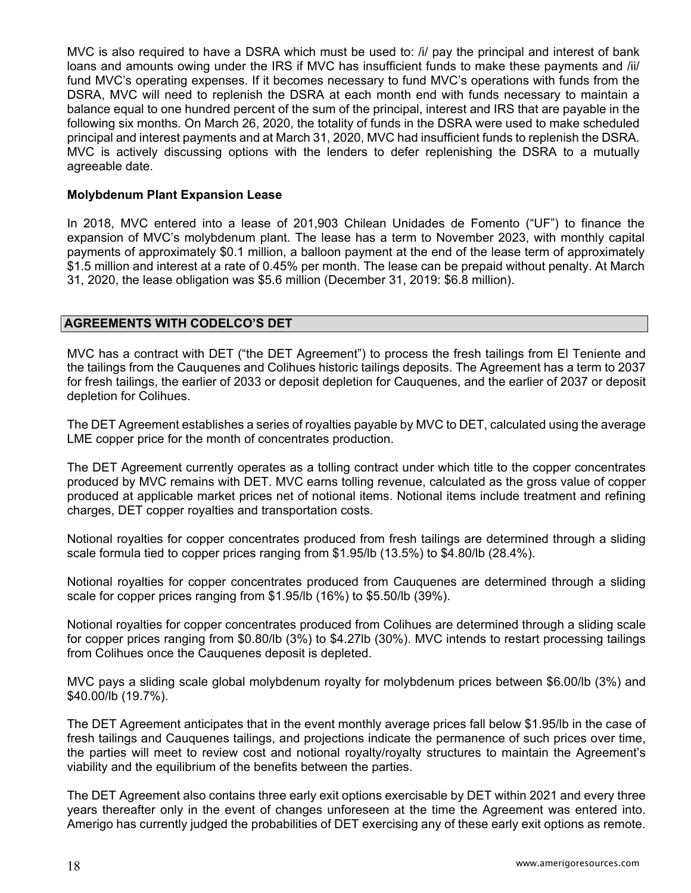MVC is also required to have a DSRA which must be used to: /i/ pay the principal and interest of bank loans and amounts owing under the IRS if MVC has insufficient funds to make these payments and /ii/ fund MVC's operating expenses. If it becomes necessary to fund MVC's operations with funds from the DSRA, MVC will need to replenish the DSRA at each month end with funds necessary to maintain a balance equal to one hundred percent of the sum of the principal, interest and IRS that are payable in the following six months. On March 26, 2020, the totality of funds in the DSRA were used to make scheduled principal and interest payments and at March 31, 2020, MVC had insufficient funds to replenish the DSRA. MVC is actively discussing options with the lenders to defer replenishing the DSRA to a mutually agreeable date.

### Molybdenum Plant Expansion Lease

In 2018, MVC entered into a lease of 201,903 Chilean Unidades de Fomento ("UF") to finance the expansion of MVC's molybdenum plant. The lease has a term to November 2023, with monthly capital payments of approximately $0.1 million, a balloon payment at the end of the lease term of approximately $1.5 million and interest at a rate of 0.45% per month. The lease can be prepaid without penalty. At March 31, 2020, the lease obligation was $5.6 million (December 31, 2019: $6.8 million).

## AGREEMENTS WITH CODELCO'S DET

MVC has a contract with DET ("the DET Agreement") to process the fresh tailings from El Teniente and the tailings from the Cauquenes and Colihues historic tailings deposits. The Agreement has a term to 2037 for fresh tailings, the earlier of 2033 or deposit depletion for Cauquenes, and the earlier of 2037 or deposit depletion for Colihues.

The DET Agreement establishes a series of royalties payable by MVC to DET, calculated using the average LME copper price for the month of concentrates production.

The DET Agreement currently operates as a tolling contract under which title to the copper concentrates produced by MVC remains with DET. MVC earns tolling revenue, calculated as the gross value of copper produced at applicable market prices net of notional items. Notional items include treatment and refining charges, DET copper royalties and transportation costs.

Notional royalties for copper concentrates produced from fresh tailings are determined through a sliding scale formula tied to copper prices ranging from $1.95/lb (13.5%) to $4.80/lb (28.4%).

Notional royalties for copper concentrates produced from Cauquenes are determined through a sliding scale for copper prices ranging from $1.95/lb (16%) to $5.50/lb (39%).

Notional royalties for copper concentrates produced from Colihues are determined through a sliding scale for copper prices ranging from $0.80/lb (3%) to $4.27lb (30%). MVC intends to restart processing tailings from Colihues once the Cauquenes deposit is depleted.

MVC pays a sliding scale global molybdenum royalty for molybdenum prices between $6.00/lb (3%) and $40.00/lb (19.7%).

The DET Agreement anticipates that in the event monthly average prices fall below $1.95/lb in the case of fresh tailings and Cauquenes tailings, and projections indicate the permanence of such prices over time, the parties will meet to review cost and notional royalty/royalty structures to maintain the Agreement's viability and the equilibrium of the benefits between the parties.

The DET Agreement also contains three early exit options exercisable by DET within 2021 and every three years thereafter only in the event of changes unforeseen at the time the Agreement was entered into. Amerigo has currently judged the probabilities of DET exercising any of these early exit options as remote.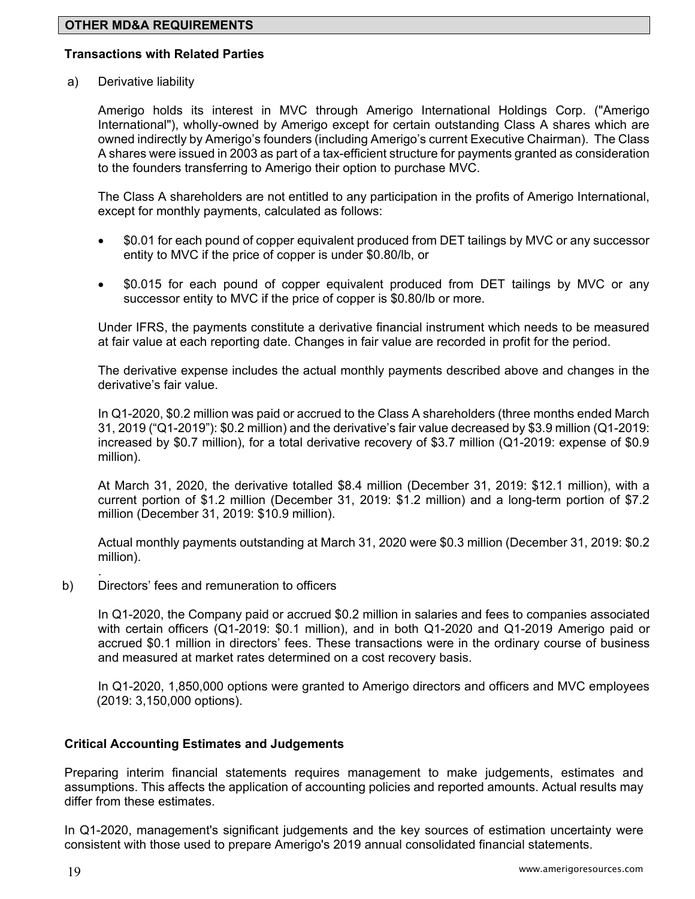## OTHER MD&A REQUIREMENTS

### Transactions with Related Parties

a) Derivative liability

Amerigo holds its interest in MVC through Amerigo International Holdings Corp. ("Amerigo International"), wholly-owned by Amerigo except for certain outstanding Class A shares which are owned indirectly by Amerigo's founders (including Amerigo's current Executive Chairman). The Class A shares were issued in 2003 as part of a tax-efficient structure for payments granted as consideration to the founders transferring to Amerigo their option to purchase MVC.

The Class A shareholders are not entitled to any participation in the profits of Amerigo International, except for monthly payments, calculated as follows:

- $0.01 for each pound of copper equivalent produced from DET tailings by MVC or any successor entity to MVC if the price of copper is under $0.80/lb, or
- $0.015 for each pound of copper equivalent produced from DET tailings by MVC or any successor entity to MVC if the price of copper is $0.80/lb or more.

Under IFRS, the payments constitute a derivative financial instrument which needs to be measured at fair value at each reporting date. Changes in fair value are recorded in profit for the period.

The derivative expense includes the actual monthly payments described above and changes in the derivative's fair value.

In Q1-2020, $0.2 million was paid or accrued to the Class A shareholders (three months ended March 31, 2019 ("Q1-2019"): $0.2 million) and the derivative's fair value decreased by $3.9 million (Q1-2019: increased by $0.7 million), for a total derivative recovery of $3.7 million (Q1-2019: expense of $0.9 million).

At March 31, 2020, the derivative totalled $8.4 million (December 31, 2019: $12.1 million), with a current portion of $1.2 million (December 31, 2019: $1.2 million) and a long-term portion of $7.2 million (December 31, 2019: $10.9 million).

Actual monthly payments outstanding at March 31, 2020 were $0.3 million (December 31, 2019: $0.2 million).

b) Directors' fees and remuneration to officers

In Q1-2020, the Company paid or accrued $0.2 million in salaries and fees to companies associated with certain officers (Q1-2019: $0.1 million), and in both Q1-2020 and Q1-2019 Amerigo paid or accrued $0.1 million in directors' fees. These transactions were in the ordinary course of business and measured at market rates determined on a cost recovery basis.

In Q1-2020, 1,850,000 options were granted to Amerigo directors and officers and MVC employees (2019: 3,150,000 options).

### Critical Accounting Estimates and Judgements

Preparing interim financial statements requires management to make judgements, estimates and assumptions. This affects the application of accounting policies and reported amounts. Actual results may differ from these estimates.

In Q1-2020, management's significant judgements and the key sources of estimation uncertainty were consistent with those used to prepare Amerigo's 2019 annual consolidated financial statements.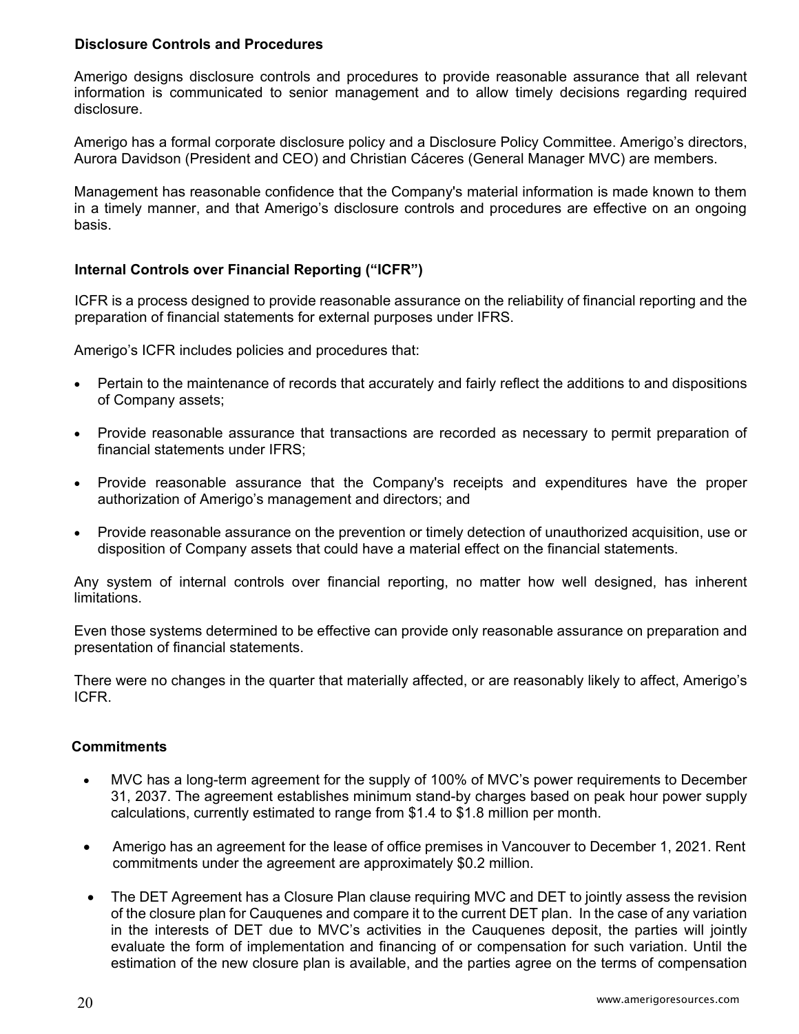## Disclosure Controls and Procedures

Amerigo designs disclosure controls and procedures to provide reasonable assurance that all relevant information is communicated to senior management and to allow timely decisions regarding required disclosure.

Amerigo has a formal corporate disclosure policy and a Disclosure Policy Committee. Amerigo's directors, Aurora Davidson (President and CEO) and Christian Cáceres (General Manager MVC) are members.

Management has reasonable confidence that the Company's material information is made known to them in a timely manner, and that Amerigo's disclosure controls and procedures are effective on an ongoing basis.

## Internal Controls over Financial Reporting ("ICFR")

ICFR is a process designed to provide reasonable assurance on the reliability of financial reporting and the preparation of financial statements for external purposes under IFRS.

Amerigo's ICFR includes policies and procedures that:

- Pertain to the maintenance of records that accurately and fairly reflect the additions to and dispositions of Company assets;
- Provide reasonable assurance that transactions are recorded as necessary to permit preparation of financial statements under IFRS;
- Provide reasonable assurance that the Company's receipts and expenditures have the proper authorization of Amerigo's management and directors; and
- Provide reasonable assurance on the prevention or timely detection of unauthorized acquisition, use or disposition of Company assets that could have a material effect on the financial statements.

Any system of internal controls over financial reporting, no matter how well designed, has inherent limitations.

Even those systems determined to be effective can provide only reasonable assurance on preparation and presentation of financial statements.

There were no changes in the quarter that materially affected, or are reasonably likely to affect, Amerigo's ICFR.

## Commitments

- MVC has a long-term agreement for the supply of 100% of MVC's power requirements to December 31, 2037. The agreement establishes minimum stand-by charges based on peak hour power supply calculations, currently estimated to range from $1.4 to $1.8 million per month.
- Amerigo has an agreement for the lease of office premises in Vancouver to December 1, 2021. Rent commitments under the agreement are approximately $0.2 million.
- The DET Agreement has a Closure Plan clause requiring MVC and DET to jointly assess the revision of the closure plan for Cauquenes and compare it to the current DET plan. In the case of any variation in the interests of DET due to MVC's activities in the Cauquenes deposit, the parties will jointly evaluate the form of implementation and financing of or compensation for such variation. Until the estimation of the new closure plan is available, and the parties agree on the terms of compensation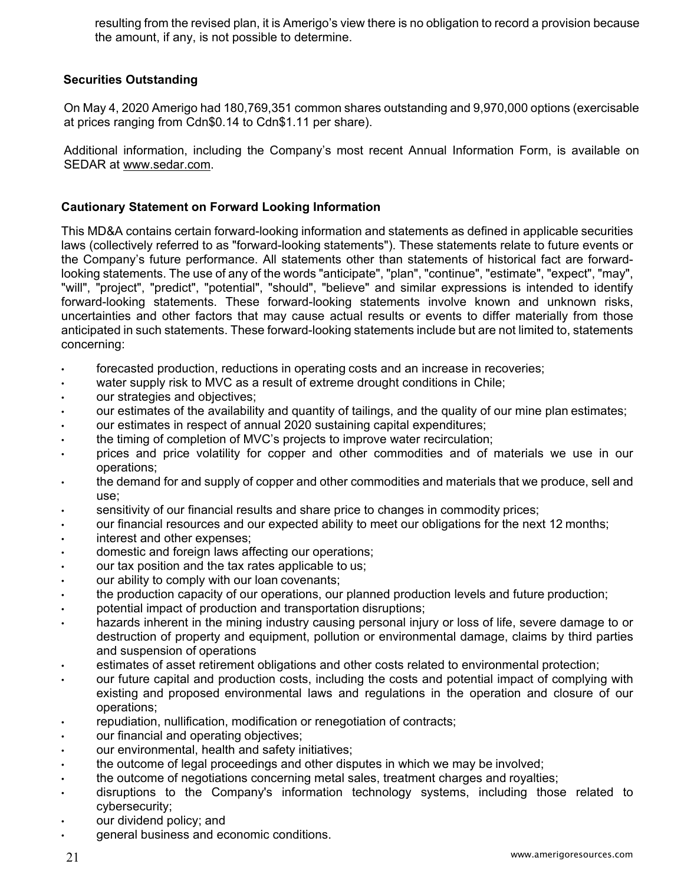resulting from the revised plan, it is Amerigo's view there is no obligation to record a provision because the amount, if any, is not possible to determine.

### Securities Outstanding

On May 4, 2020 Amerigo had 180,769,351 common shares outstanding and 9,970,000 options (exercisable at prices ranging from Cdn$0.14 to Cdn$1.11 per share).

Additional information, including the Company's most recent Annual Information Form, is available on SEDAR at www.sedar.com.

### Cautionary Statement on Forward Looking Information

This MD&A contains certain forward-looking information and statements as defined in applicable securities laws (collectively referred to as "forward-looking statements"). These statements relate to future events or the Company's future performance. All statements other than statements of historical fact are forward-looking statements. The use of any of the words "anticipate", "plan", "continue", "estimate", "expect", "may", "will", "project", "predict", "potential", "should", "believe" and similar expressions is intended to identify forward-looking statements. These forward-looking statements involve known and unknown risks, uncertainties and other factors that may cause actual results or events to differ materially from those anticipated in such statements. These forward-looking statements include but are not limited to, statements concerning:

- forecasted production, reductions in operating costs and an increase in recoveries;
- water supply risk to MVC as a result of extreme drought conditions in Chile;
- our strategies and objectives;
- our estimates of the availability and quantity of tailings, and the quality of our mine plan estimates;
- our estimates in respect of annual 2020 sustaining capital expenditures;
- the timing of completion of MVC's projects to improve water recirculation;
- prices and price volatility for copper and other commodities and of materials we use in our operations;
- the demand for and supply of copper and other commodities and materials that we produce, sell and use;
- sensitivity of our financial results and share price to changes in commodity prices;
- our financial resources and our expected ability to meet our obligations for the next 12 months;
- interest and other expenses;
- domestic and foreign laws affecting our operations;
- our tax position and the tax rates applicable to us;
- our ability to comply with our loan covenants;
- the production capacity of our operations, our planned production levels and future production;
- potential impact of production and transportation disruptions;
- hazards inherent in the mining industry causing personal injury or loss of life, severe damage to or destruction of property and equipment, pollution or environmental damage, claims by third parties and suspension of operations
- estimates of asset retirement obligations and other costs related to environmental protection;
- our future capital and production costs, including the costs and potential impact of complying with existing and proposed environmental laws and regulations in the operation and closure of our operations;
- repudiation, nullification, modification or renegotiation of contracts;
- our financial and operating objectives;
- our environmental, health and safety initiatives;
- the outcome of legal proceedings and other disputes in which we may be involved;
- the outcome of negotiations concerning metal sales, treatment charges and royalties;
- disruptions to the Company's information technology systems, including those related to cybersecurity;
- our dividend policy; and
- general business and economic conditions.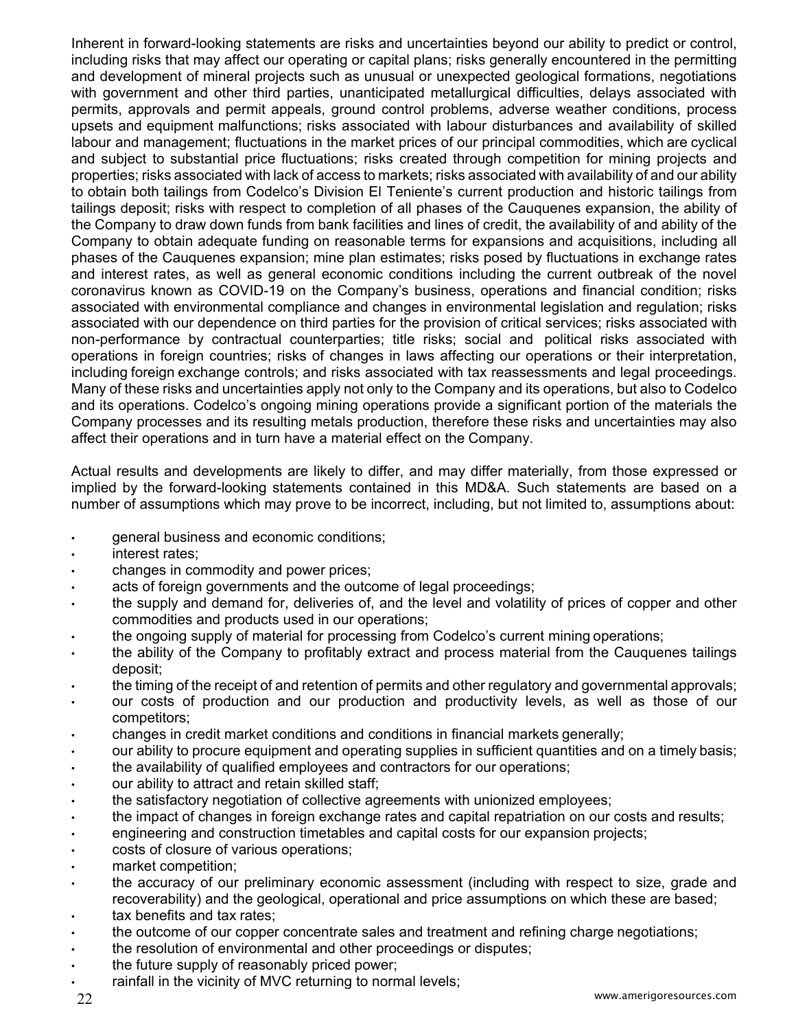Inherent in forward-looking statements are risks and uncertainties beyond our ability to predict or control, including risks that may affect our operating or capital plans; risks generally encountered in the permitting and development of mineral projects such as unusual or unexpected geological formations, negotiations with government and other third parties, unanticipated metallurgical difficulties, delays associated with permits, approvals and permit appeals, ground control problems, adverse weather conditions, process upsets and equipment malfunctions; risks associated with labour disturbances and availability of skilled labour and management; fluctuations in the market prices of our principal commodities, which are cyclical and subject to substantial price fluctuations; risks created through competition for mining projects and properties; risks associated with lack of access to markets; risks associated with availability of and our ability to obtain both tailings from Codelco's Division El Teniente's current production and historic tailings from tailings deposit; risks with respect to completion of all phases of the Cauquenes expansion, the ability of the Company to draw down funds from bank facilities and lines of credit, the availability of and ability of the Company to obtain adequate funding on reasonable terms for expansions and acquisitions, including all phases of the Cauquenes expansion; mine plan estimates; risks posed by fluctuations in exchange rates and interest rates, as well as general economic conditions including the current outbreak of the novel coronavirus known as COVID-19 on the Company's business, operations and financial condition; risks associated with environmental compliance and changes in environmental legislation and regulation; risks associated with our dependence on third parties for the provision of critical services; risks associated with non-performance by contractual counterparties; title risks; social and political risks associated with operations in foreign countries; risks of changes in laws affecting our operations or their interpretation, including foreign exchange controls; and risks associated with tax reassessments and legal proceedings. Many of these risks and uncertainties apply not only to the Company and its operations, but also to Codelco and its operations. Codelco's ongoing mining operations provide a significant portion of the materials the Company processes and its resulting metals production, therefore these risks and uncertainties may also affect their operations and in turn have a material effect on the Company.

Actual results and developments are likely to differ, and may differ materially, from those expressed or implied by the forward-looking statements contained in this MD&A. Such statements are based on a number of assumptions which may prove to be incorrect, including, but not limited to, assumptions about:

- general business and economic conditions;
- interest rates;
- changes in commodity and power prices;
- acts of foreign governments and the outcome of legal proceedings;
- the supply and demand for, deliveries of, and the level and volatility of prices of copper and other commodities and products used in our operations;
- the ongoing supply of material for processing from Codelco's current mining operations;
- the ability of the Company to profitably extract and process material from the Cauquenes tailings deposit;
- the timing of the receipt of and retention of permits and other regulatory and governmental approvals;
- our costs of production and our production and productivity levels, as well as those of our competitors;
- changes in credit market conditions and conditions in financial markets generally;
- our ability to procure equipment and operating supplies in sufficient quantities and on a timely basis;
- the availability of qualified employees and contractors for our operations;
- our ability to attract and retain skilled staff;
- the satisfactory negotiation of collective agreements with unionized employees;
- the impact of changes in foreign exchange rates and capital repatriation on our costs and results;
- engineering and construction timetables and capital costs for our expansion projects;
- costs of closure of various operations;
- market competition;
- the accuracy of our preliminary economic assessment (including with respect to size, grade and recoverability) and the geological, operational and price assumptions on which these are based;
- tax benefits and tax rates;
- the outcome of our copper concentrate sales and treatment and refining charge negotiations;
- the resolution of environmental and other proceedings or disputes;
- the future supply of reasonably priced power;
- rainfall in the vicinity of MVC returning to normal levels;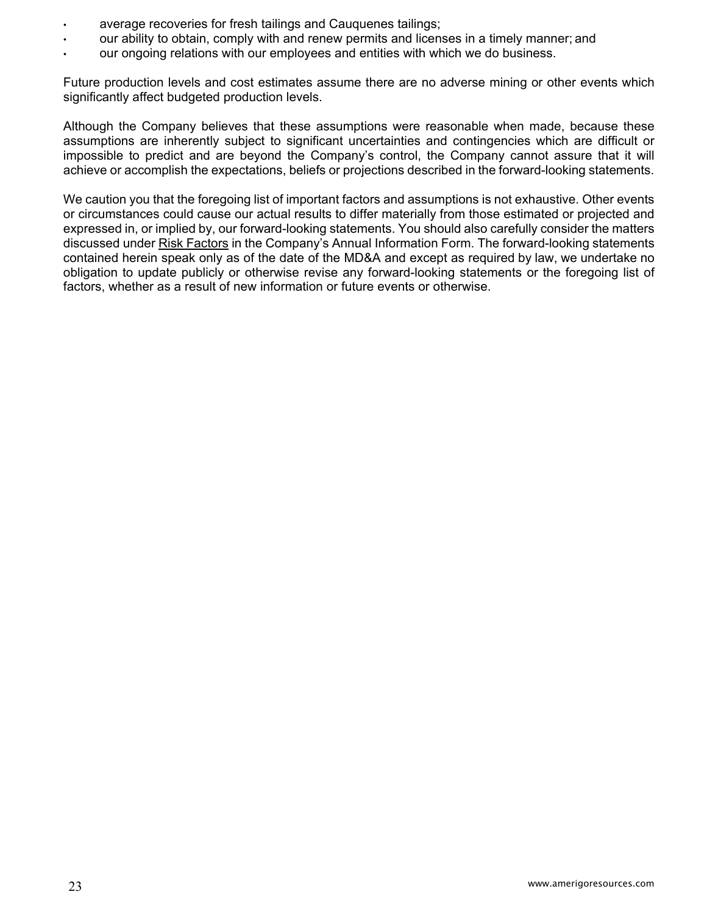- average recoveries for fresh tailings and Cauquenes tailings;
- our ability to obtain, comply with and renew permits and licenses in a timely manner; and
- our ongoing relations with our employees and entities with which we do business.

Future production levels and cost estimates assume there are no adverse mining or other events which significantly affect budgeted production levels.

Although the Company believes that these assumptions were reasonable when made, because these assumptions are inherently subject to significant uncertainties and contingencies which are difficult or impossible to predict and are beyond the Company's control, the Company cannot assure that it will achieve or accomplish the expectations, beliefs or projections described in the forward-looking statements.

We caution you that the foregoing list of important factors and assumptions is not exhaustive. Other events or circumstances could cause our actual results to differ materially from those estimated or projected and expressed in, or implied by, our forward-looking statements. You should also carefully consider the matters discussed under Risk Factors in the Company's Annual Information Form. The forward-looking statements contained herein speak only as of the date of the MD&A and except as required by law, we undertake no obligation to update publicly or otherwise revise any forward-looking statements or the foregoing list of factors, whether as a result of new information or future events or otherwise.